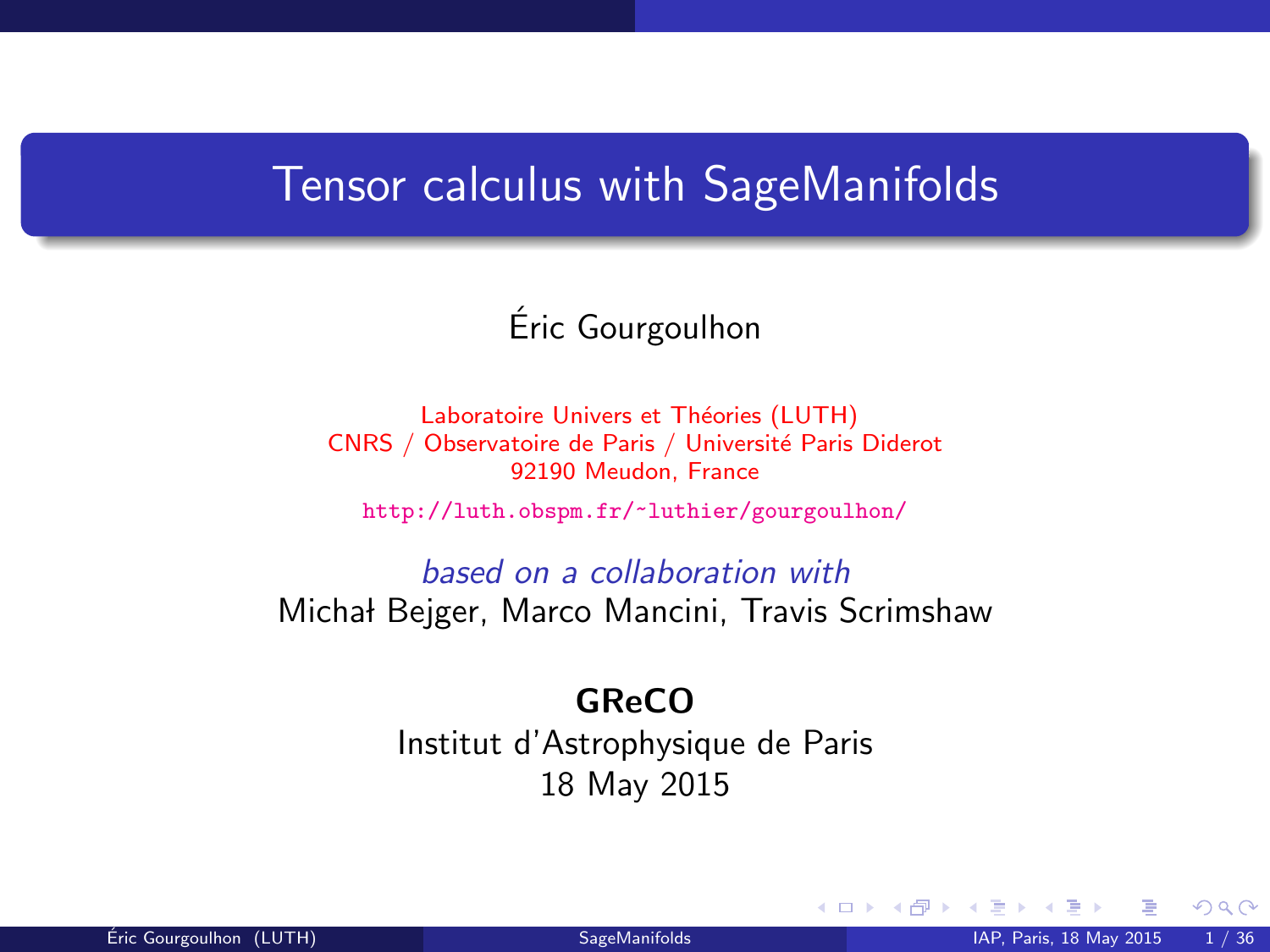# Tensor calculus with SageManifolds

Éric Gourgoulhon

Laboratoire Univers et Théories (LUTH)
CNRS / Observatoire de Paris / Université Paris Diderot
92190 Meudon, France

http://luth.obspm.fr/~luthier/gourgoulhon/

*based on a collaboration with*
Michał Bejger, Marco Mancini, Travis Scrimshaw

**GReCO**
Institut d'Astrophysique de Paris
18 May 2015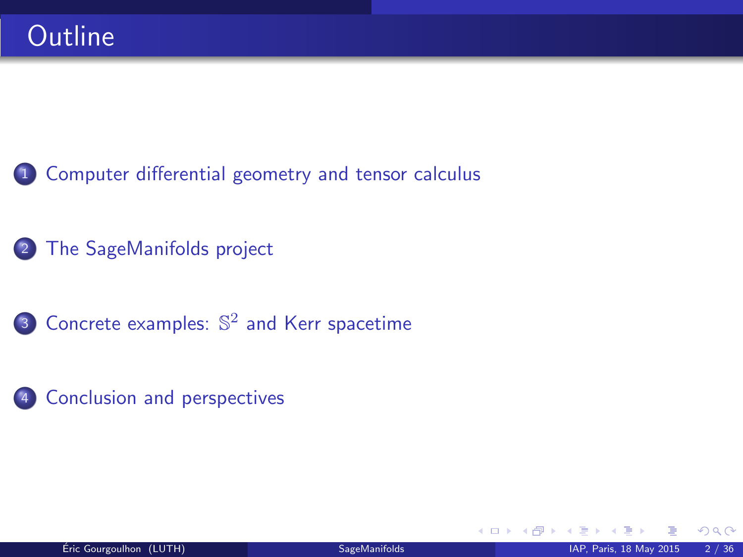# Outline

1. Computer differential geometry and tensor calculus
2. The SageManifolds project
3. Concrete examples: $\mathbb{S}^2$ and Kerr spacetime
4. Conclusion and perspectives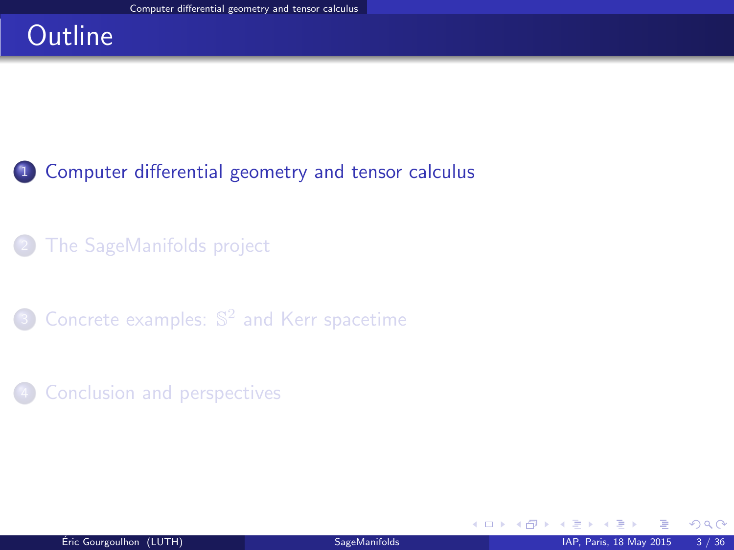# Outline

1. Computer differential geometry and tensor calculus
2. The SageManifolds project
3. Concrete examples: $\mathbb{S}^2$ and Kerr spacetime
4. Conclusion and perspectives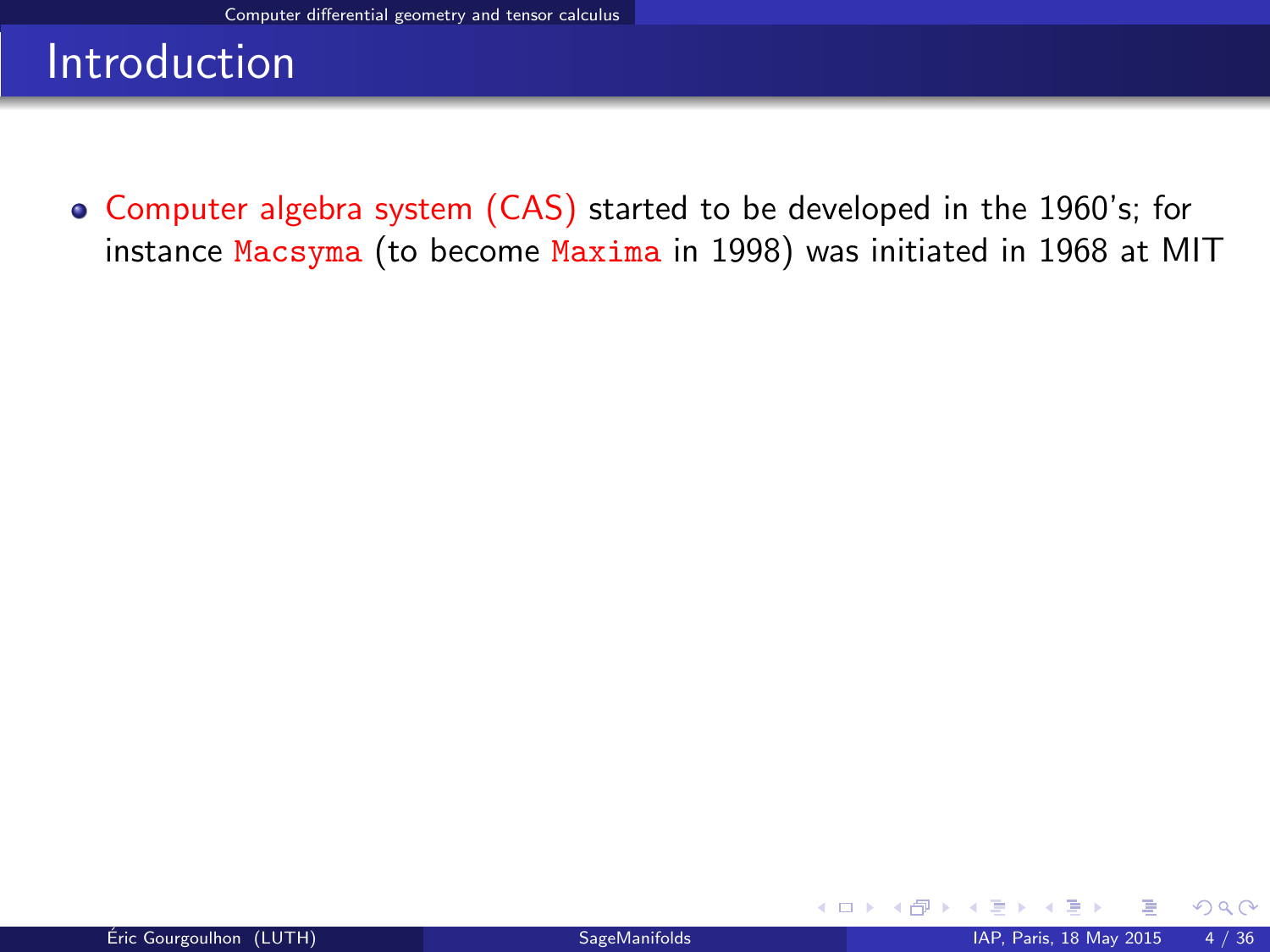# Introduction

- Computer algebra system (CAS) started to be developed in the 1960's; for instance `Macsyma` (to become `Maxima` in 1998) was initiated in 1968 at MIT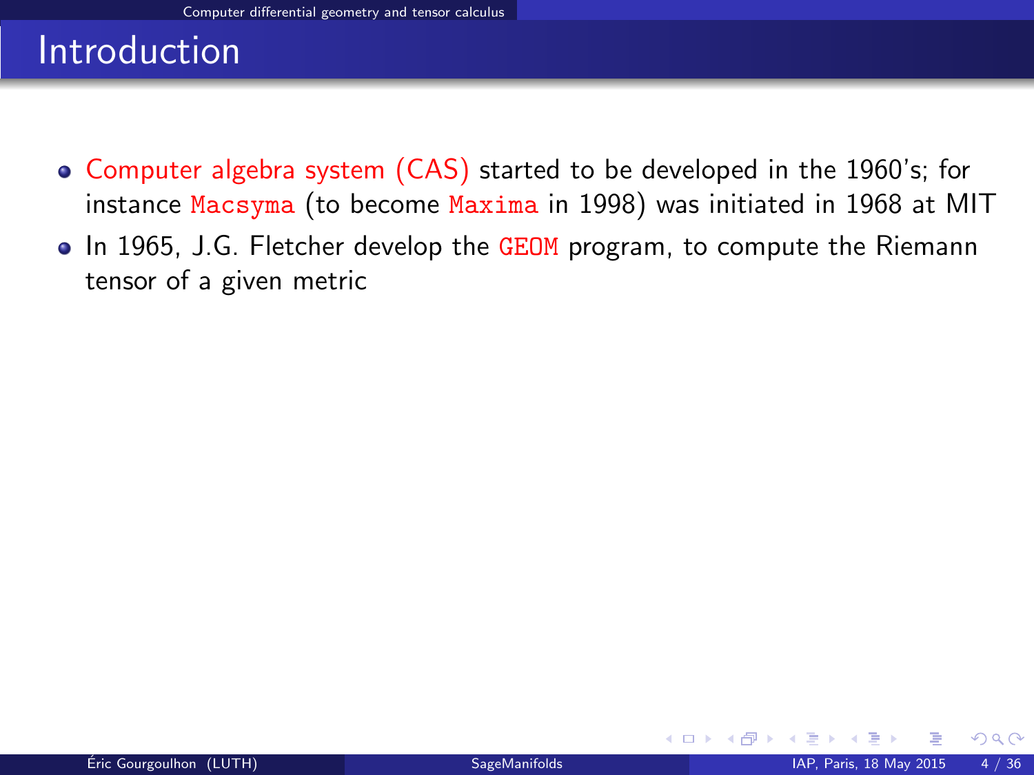# Introduction

- Computer algebra system (CAS) started to be developed in the 1960's; for instance `Macsyma` (to become `Maxima` in 1998) was initiated in 1968 at MIT
- In 1965, J.G. Fletcher develop the `GEOM` program, to compute the Riemann tensor of a given metric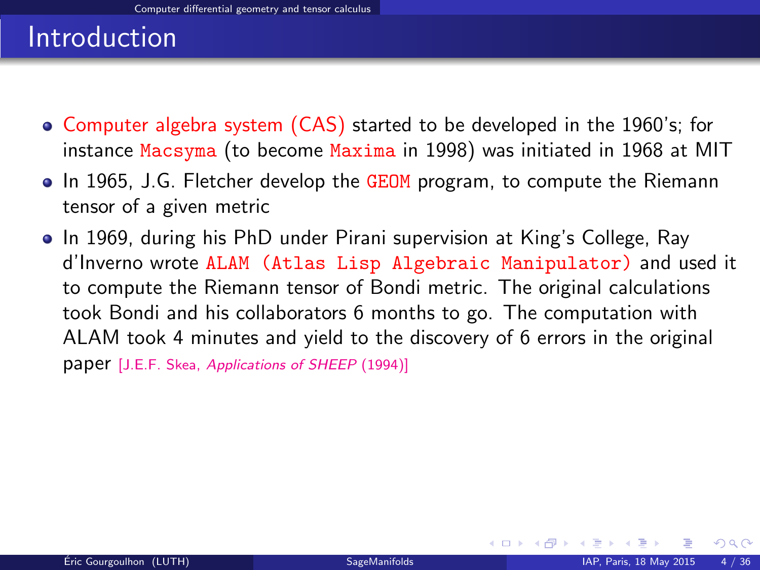## Introduction

- Computer algebra system (CAS) started to be developed in the 1960's; for instance `Macsyma` (to become `Maxima` in 1998) was initiated in 1968 at MIT
- In 1965, J.G. Fletcher develop the `GEOM` program, to compute the Riemann tensor of a given metric
- In 1969, during his PhD under Pirani supervision at King's College, Ray d'Inverno wrote `ALAM (Atlas Lisp Algebraic Manipulator)` and used it to compute the Riemann tensor of Bondi metric. The original calculations took Bondi and his collaborators 6 months to go. The computation with ALAM took 4 minutes and yield to the discovery of 6 errors in the original paper [J.E.F. Skea, *Applications of SHEEP* (1994)]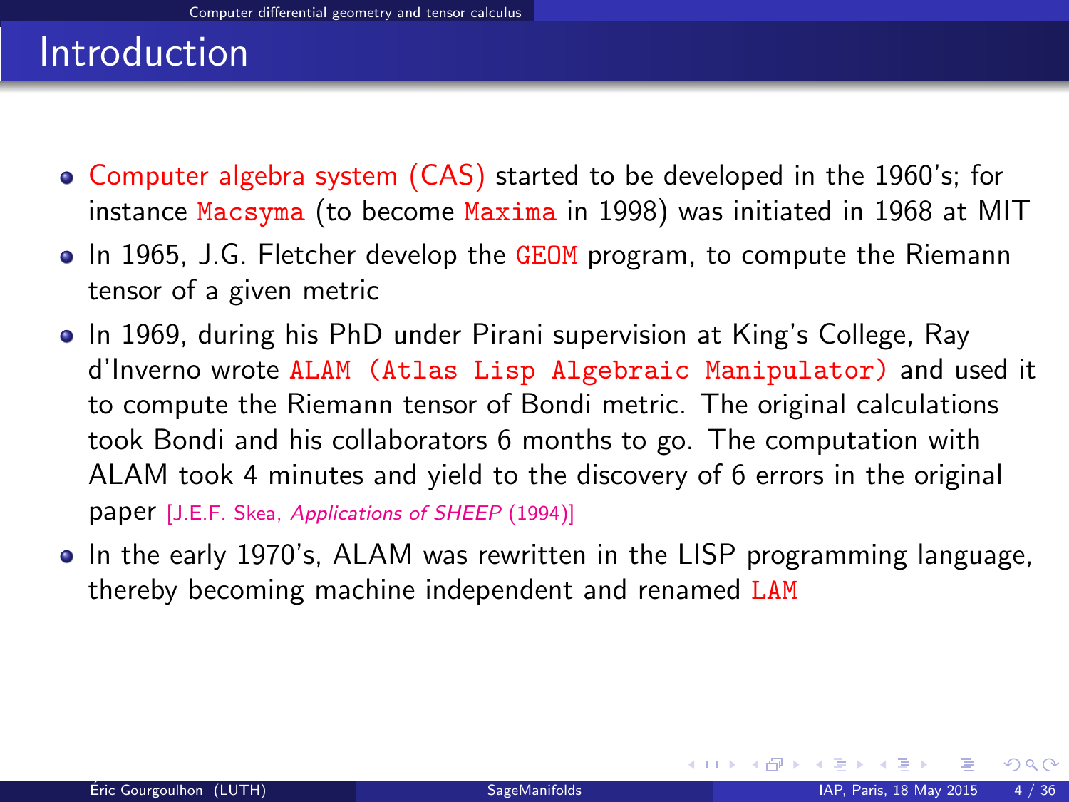# Introduction

- Computer algebra system (CAS) started to be developed in the 1960's; for instance `Macsyma` (to become `Maxima` in 1998) was initiated in 1968 at MIT
- In 1965, J.G. Fletcher develop the `GEOM` program, to compute the Riemann tensor of a given metric
- In 1969, during his PhD under Pirani supervision at King's College, Ray d'Inverno wrote `ALAM (Atlas Lisp Algebraic Manipulator)` and used it to compute the Riemann tensor of Bondi metric. The original calculations took Bondi and his collaborators 6 months to go. The computation with ALAM took 4 minutes and yield to the discovery of 6 errors in the original paper [J.E.F. Skea, *Applications of SHEEP* (1994)]
- In the early 1970's, ALAM was rewritten in the LISP programming language, thereby becoming machine independent and renamed `LAM`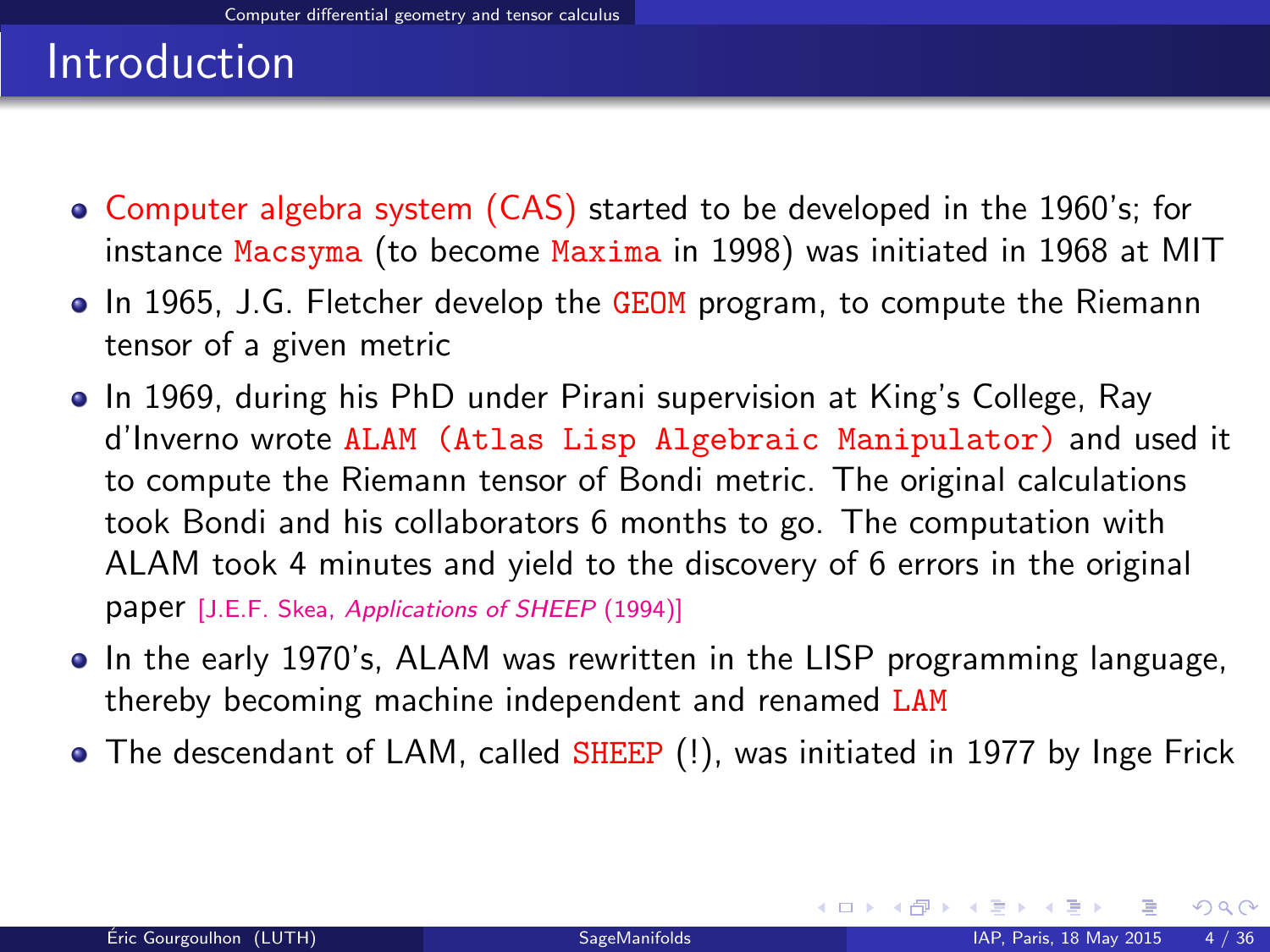# Introduction

- Computer algebra system (CAS) started to be developed in the 1960's; for instance `Macsyma` (to become `Maxima` in 1998) was initiated in 1968 at MIT
- In 1965, J.G. Fletcher develop the `GEOM` program, to compute the Riemann tensor of a given metric
- In 1969, during his PhD under Pirani supervision at King's College, Ray d'Inverno wrote `ALAM (Atlas Lisp Algebraic Manipulator)` and used it to compute the Riemann tensor of Bondi metric. The original calculations took Bondi and his collaborators 6 months to go. The computation with ALAM took 4 minutes and yield to the discovery of 6 errors in the original paper [J.E.F. Skea, *Applications of SHEEP* (1994)]
- In the early 1970's, ALAM was rewritten in the LISP programming language, thereby becoming machine independent and renamed `LAM`
- The descendant of LAM, called `SHEEP` (!), was initiated in 1977 by Inge Frick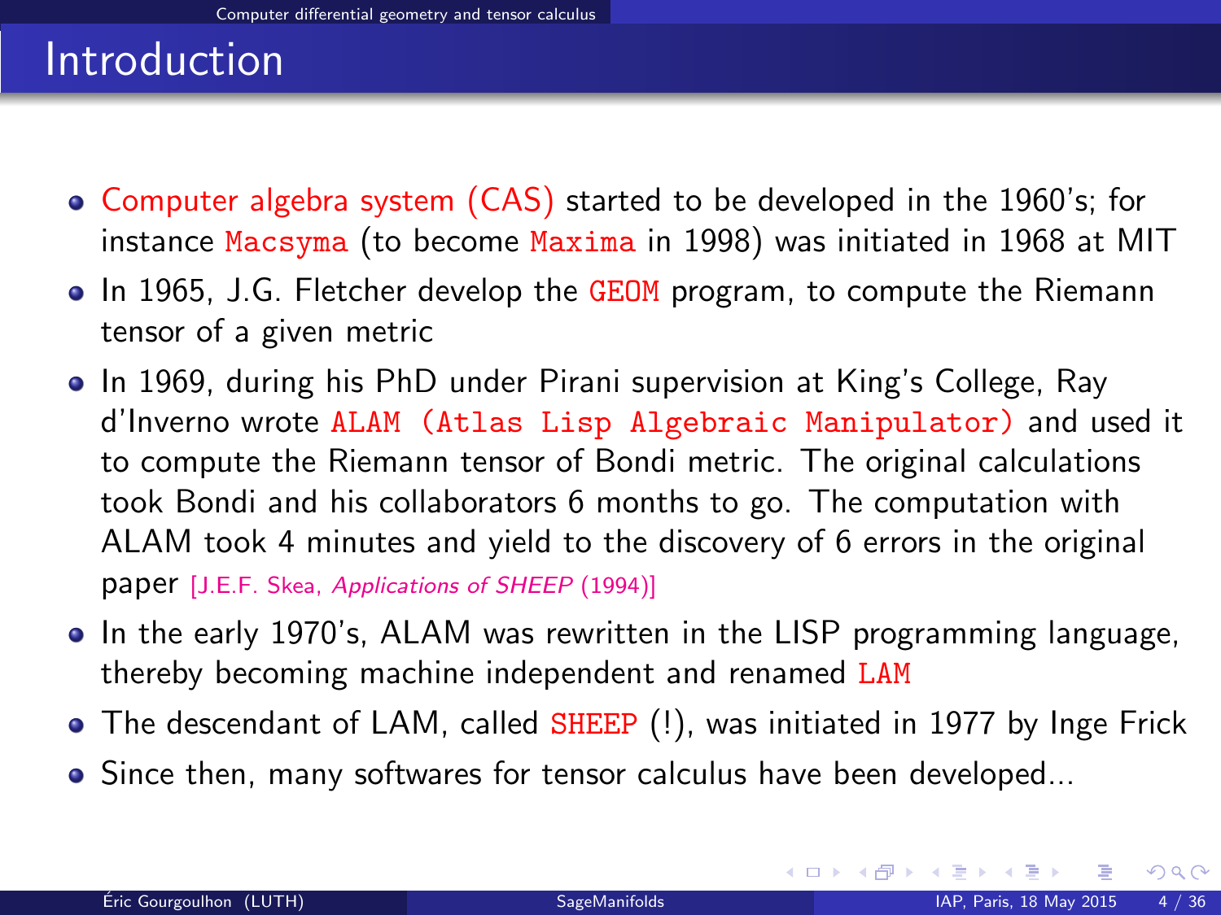# Introduction

- Computer algebra system (CAS) started to be developed in the 1960's; for instance `Macsyma` (to become `Maxima` in 1998) was initiated in 1968 at MIT
- In 1965, J.G. Fletcher develop the `GEOM` program, to compute the Riemann tensor of a given metric
- In 1969, during his PhD under Pirani supervision at King's College, Ray d'Inverno wrote `ALAM (Atlas Lisp Algebraic Manipulator)` and used it to compute the Riemann tensor of Bondi metric. The original calculations took Bondi and his collaborators 6 months to go. The computation with ALAM took 4 minutes and yield to the discovery of 6 errors in the original paper [J.E.F. Skea, *Applications of SHEEP* (1994)]
- In the early 1970's, ALAM was rewritten in the LISP programming language, thereby becoming machine independent and renamed `LAM`
- The descendant of LAM, called `SHEEP` (!), was initiated in 1977 by Inge Frick
- Since then, many softwares for tensor calculus have been developed...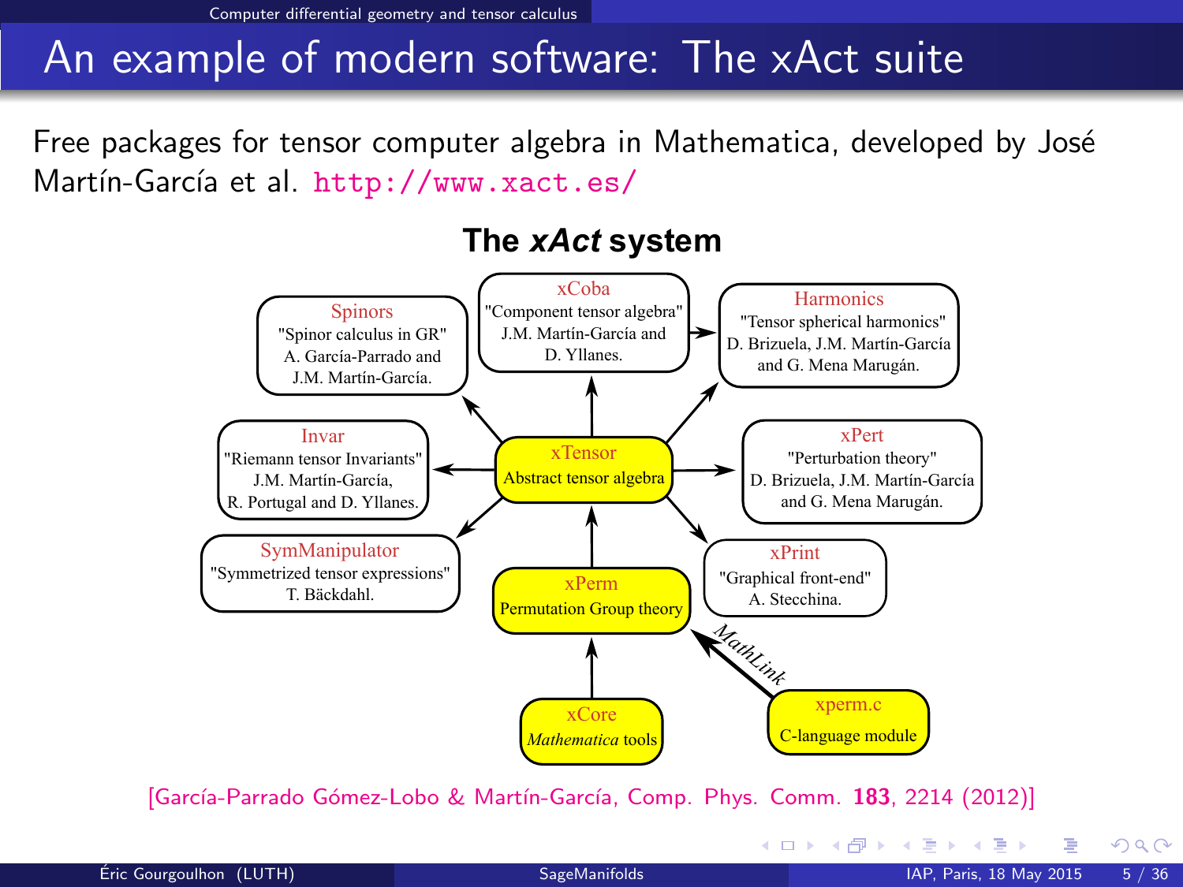# An example of modern software: The xAct suite

Free packages for tensor computer algebra in Mathematica, developed by José Martín-García et al. http://www.xact.es/

**The *xAct* system**

- **xCore** — *Mathematica* tools
- **xPerm** — Permutation Group theory
- **xperm.c** — C-language module (linked to xPerm via *MathLink*)
- **xTensor** — Abstract tensor algebra
- **Spinors** — "Spinor calculus in GR" A. García-Parrado and J.M. Martín-García.
- **xCoba** — "Component tensor algebra" J.M. Martín-García and D. Yllanes.
- **Harmonics** — "Tensor spherical harmonics" D. Brizuela, J.M. Martín-García and G. Mena Marugán.
- **Invar** — "Riemann tensor Invariants" J.M. Martín-García, R. Portugal and D. Yllanes.
- **xPert** — "Perturbation theory" D. Brizuela, J.M. Martín-García and G. Mena Marugán.
- **SymManipulator** — "Symmetrized tensor expressions" T. Bäckdahl.
- **xPrint** — "Graphical front-end" A. Stecchina.

[García-Parrado Gómez-Lobo & Martín-García, Comp. Phys. Comm. **183**, 2214 (2012)]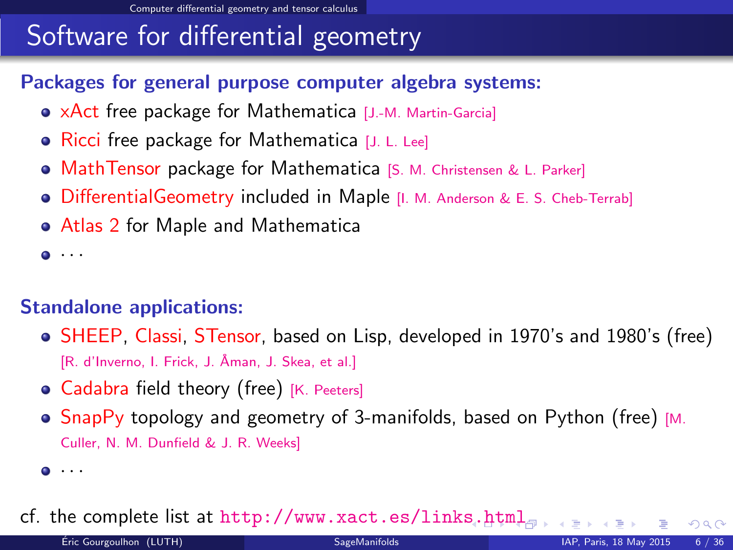# Software for differential geometry

**Packages for general purpose computer algebra systems:**

- xAct free package for Mathematica [J.-M. Martin-Garcia]
- Ricci free package for Mathematica [J. L. Lee]
- MathTensor package for Mathematica [S. M. Christensen & L. Parker]
- DifferentialGeometry included in Maple [I. M. Anderson & E. S. Cheb-Terrab]
- Atlas 2 for Maple and Mathematica
- ...

**Standalone applications:**

- SHEEP, Classi, STensor, based on Lisp, developed in 1970's and 1980's (free) [R. d'Inverno, I. Frick, J. Åman, J. Skea, et al.]
- Cadabra field theory (free) [K. Peeters]
- SnapPy topology and geometry of 3-manifolds, based on Python (free) [M. Culler, N. M. Dunfield & J. R. Weeks]
- ...

cf. the complete list at http://www.xact.es/links.html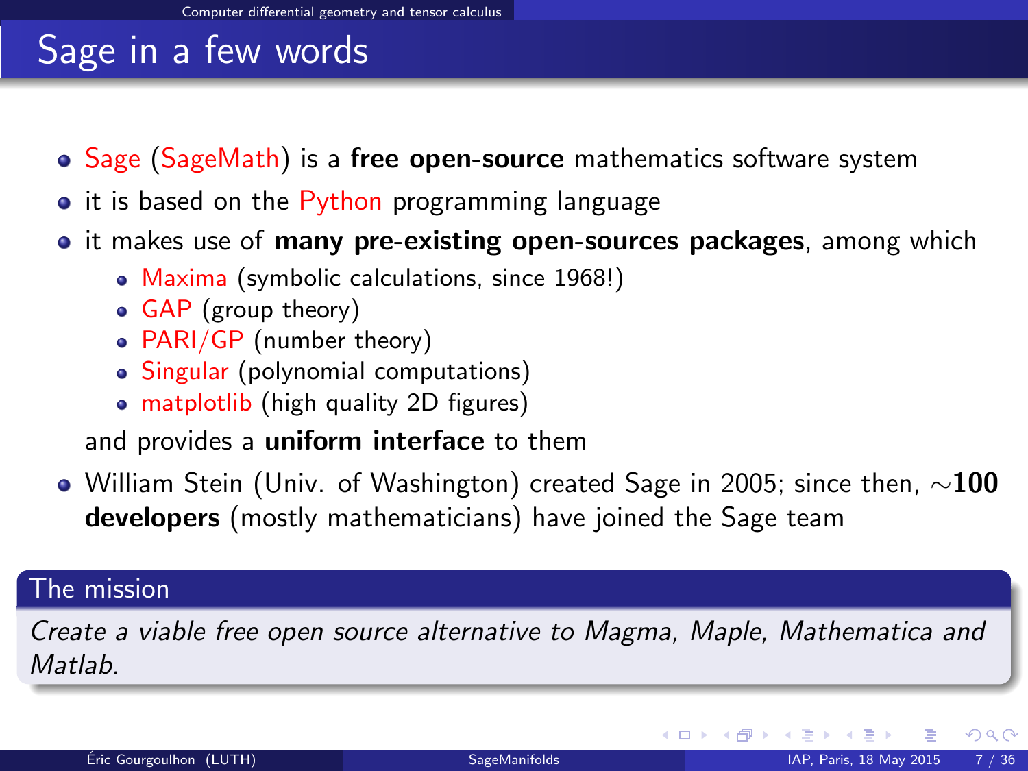# Sage in a few words

- Sage (SageMath) is a **free open-source** mathematics software system
- it is based on the Python programming language
- it makes use of **many pre-existing open-sources packages**, among which
    - Maxima (symbolic calculations, since 1968!)
    - GAP (group theory)
    - PARI/GP (number theory)
    - Singular (polynomial computations)
    - matplotlib (high quality 2D figures)

  and provides a **uniform interface** to them
- William Stein (Univ. of Washington) created Sage in 2005; since then, ∼**100 developers** (mostly mathematicians) have joined the Sage team

## The mission

*Create a viable free open source alternative to Magma, Maple, Mathematica and Matlab.*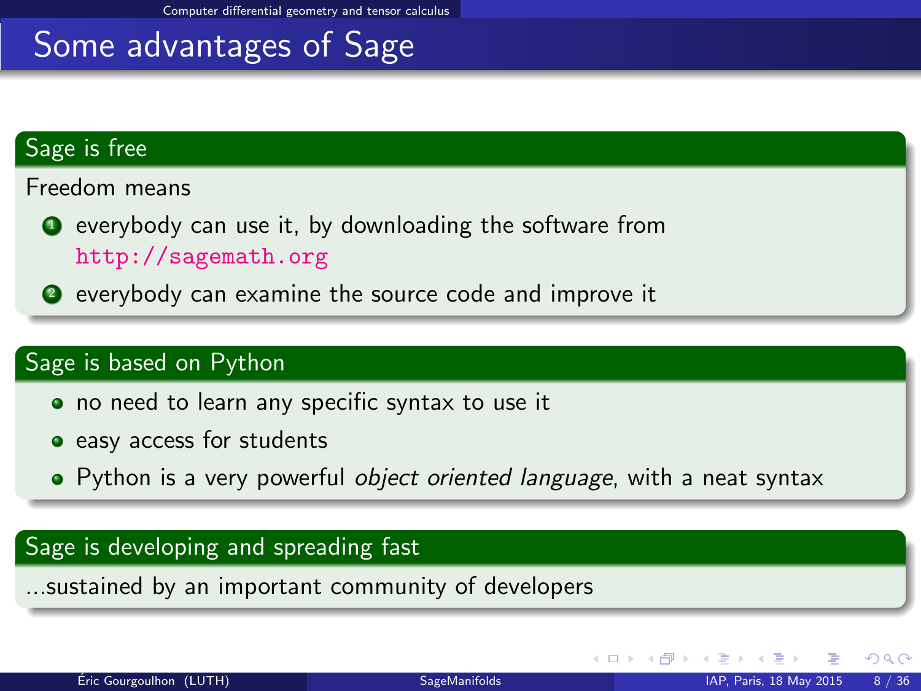# Some advantages of Sage

## Sage is free

Freedom means

1. everybody can use it, by downloading the software from http://sagemath.org
2. everybody can examine the source code and improve it

## Sage is based on Python

- no need to learn any specific syntax to use it
- easy access for students
- Python is a very powerful *object oriented language*, with a neat syntax

## Sage is developing and spreading fast

...sustained by an important community of developers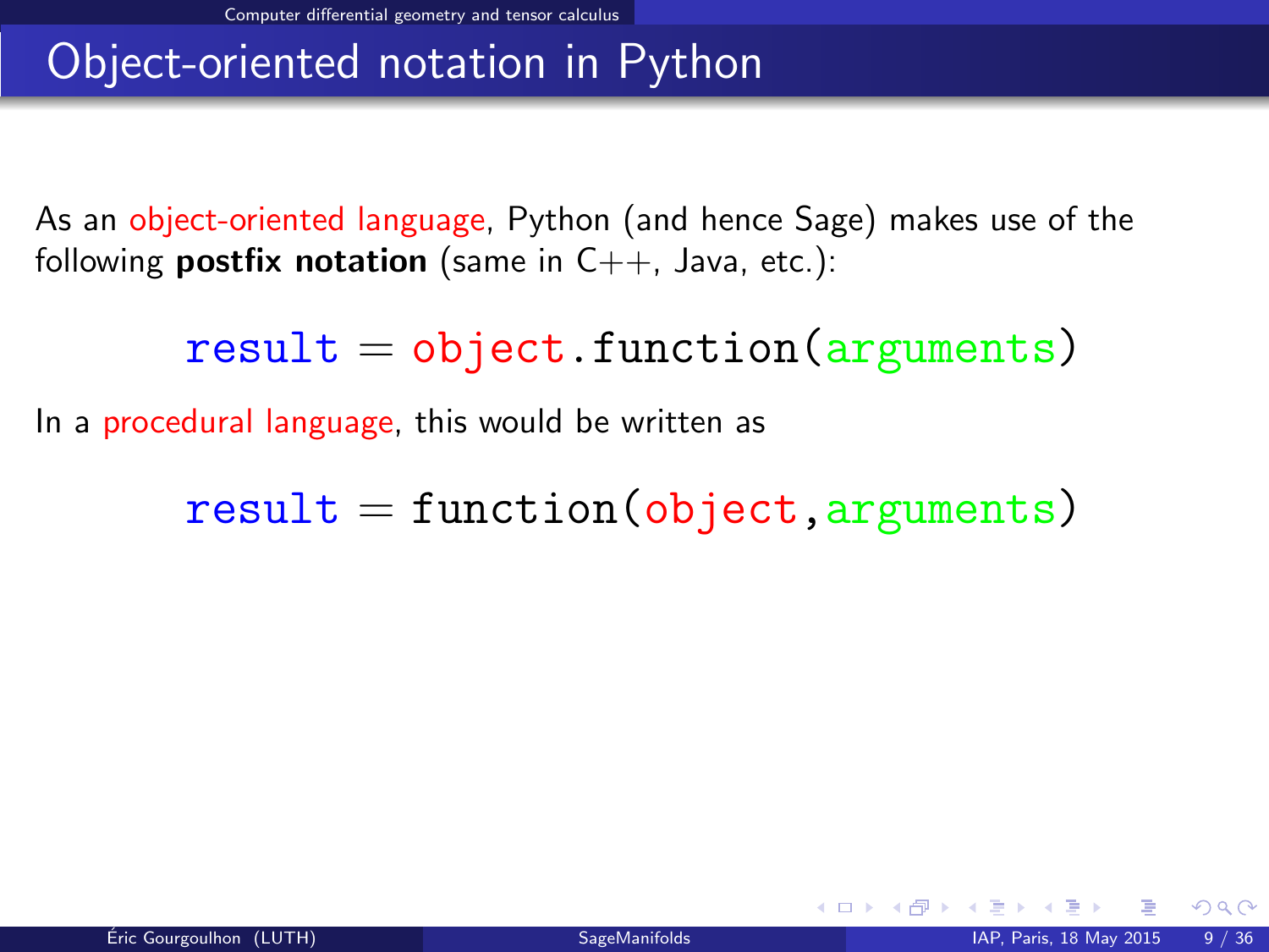# Object-oriented notation in Python

As an object-oriented language, Python (and hence Sage) makes use of the following **postfix notation** (same in C++, Java, etc.):

```
result = object.function(arguments)
```

In a procedural language, this would be written as

```
result = function(object,arguments)
```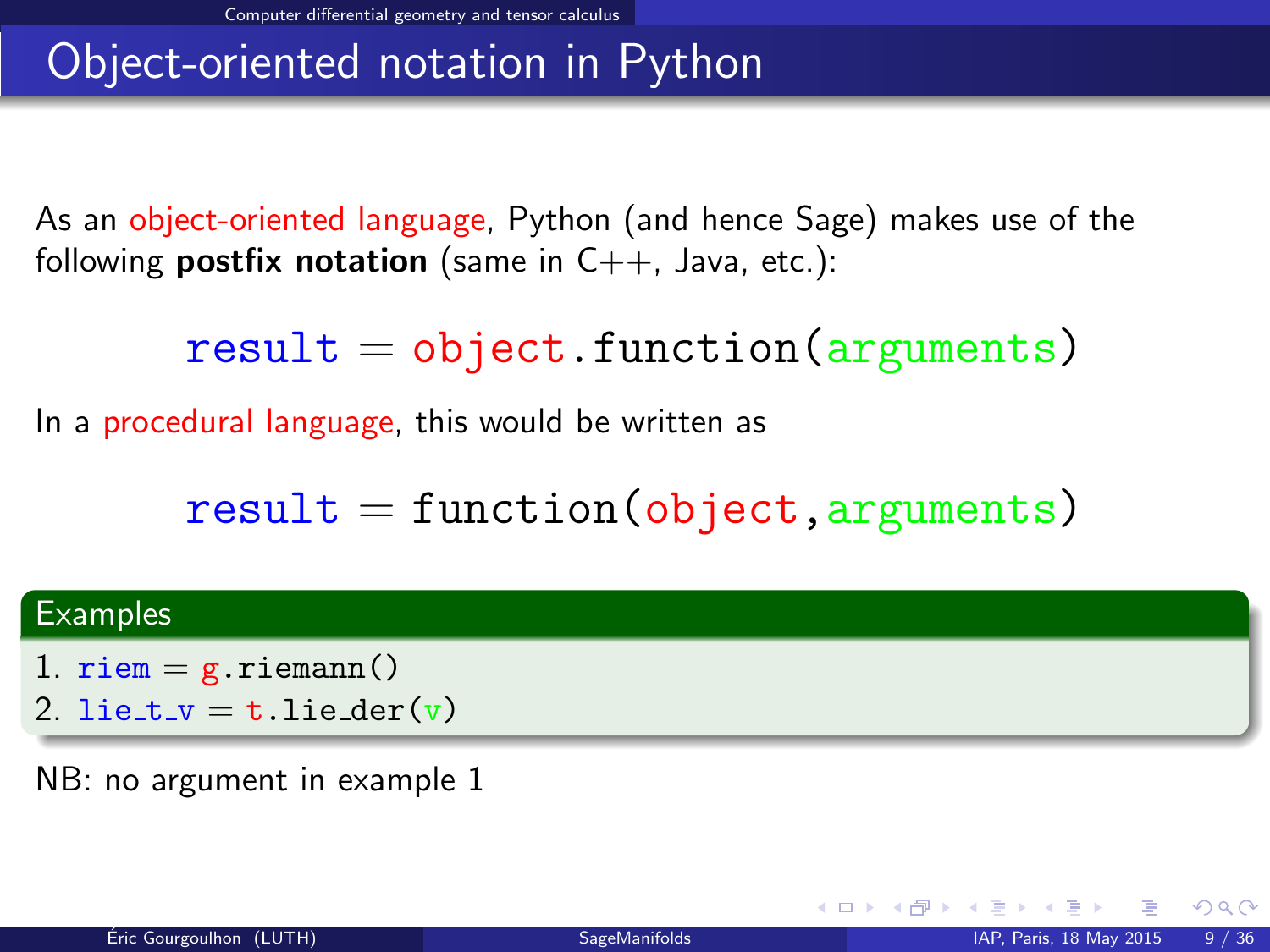# Object-oriented notation in Python

As an object-oriented language, Python (and hence Sage) makes use of the following **postfix notation** (same in C++, Java, etc.):

```
result = object.function(arguments)
```

In a procedural language, this would be written as

```
result = function(object,arguments)
```

**Examples**

1. `riem = g.riemann()`
2. `lie_t_v = t.lie_der(v)`

NB: no argument in example 1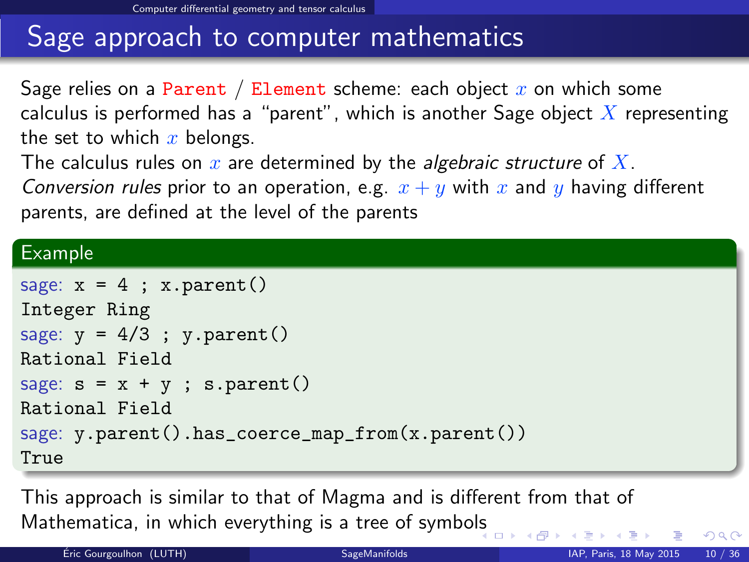# Sage approach to computer mathematics

Sage relies on a `Parent` / `Element` scheme: each object $x$ on which some calculus is performed has a "parent", which is another Sage object $X$ representing the set to which $x$ belongs.

The calculus rules on $x$ are determined by the *algebraic structure* of $X$.

*Conversion rules* prior to an operation, e.g. $x + y$ with $x$ and $y$ having different parents, are defined at the level of the parents

## Example

```
sage: x = 4 ; x.parent()
Integer Ring
sage: y = 4/3 ; y.parent()
Rational Field
sage: s = x + y ; s.parent()
Rational Field
sage: y.parent().has_coerce_map_from(x.parent())
True
```

This approach is similar to that of Magma and is different from that of Mathematica, in which everything is a tree of symbols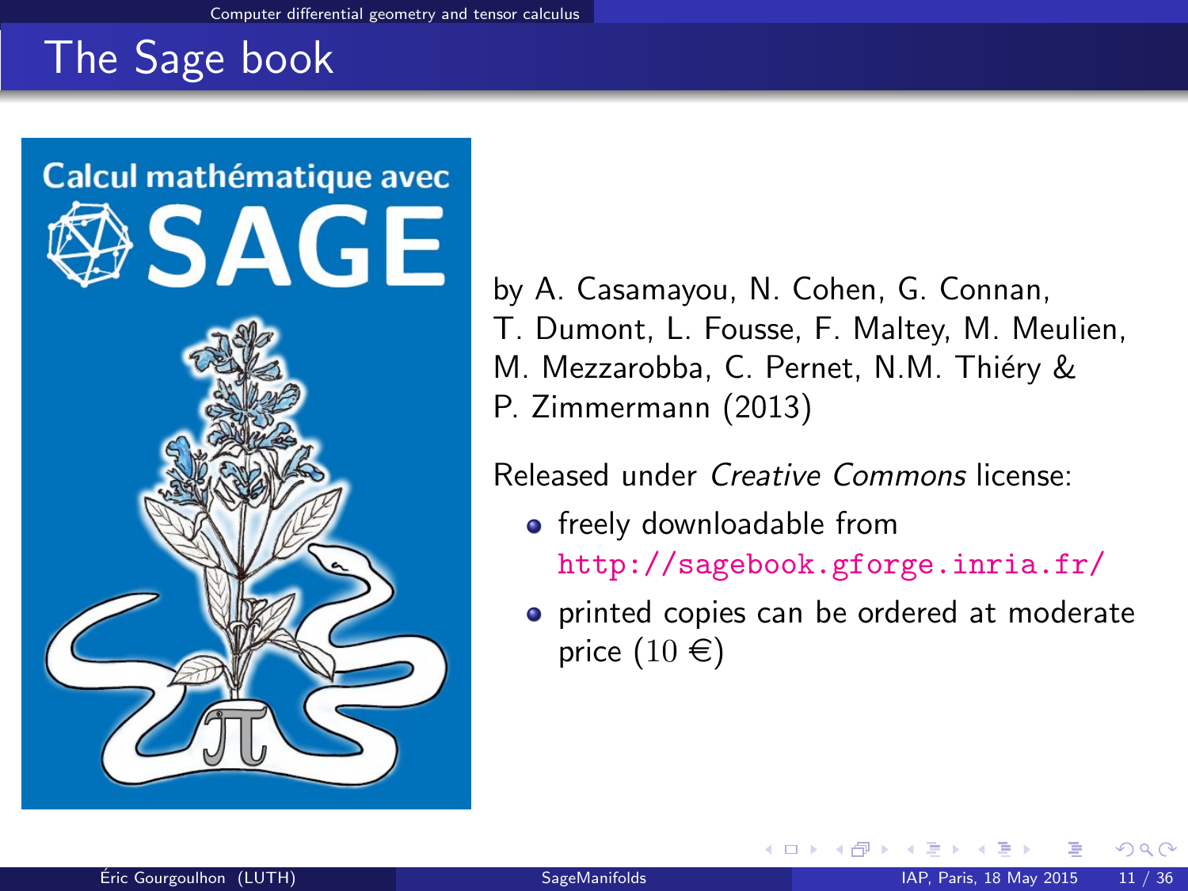# The Sage book

Calcul mathématique avec SAGE

by A. Casamayou, N. Cohen, G. Connan, T. Dumont, L. Fousse, F. Maltey, M. Meulien, M. Mezzarobba, C. Pernet, N.M. Thiéry & P. Zimmermann (2013)

Released under *Creative Commons* license:

- freely downloadable from http://sagebook.gforge.inria.fr/
- printed copies can be ordered at moderate price (10 €)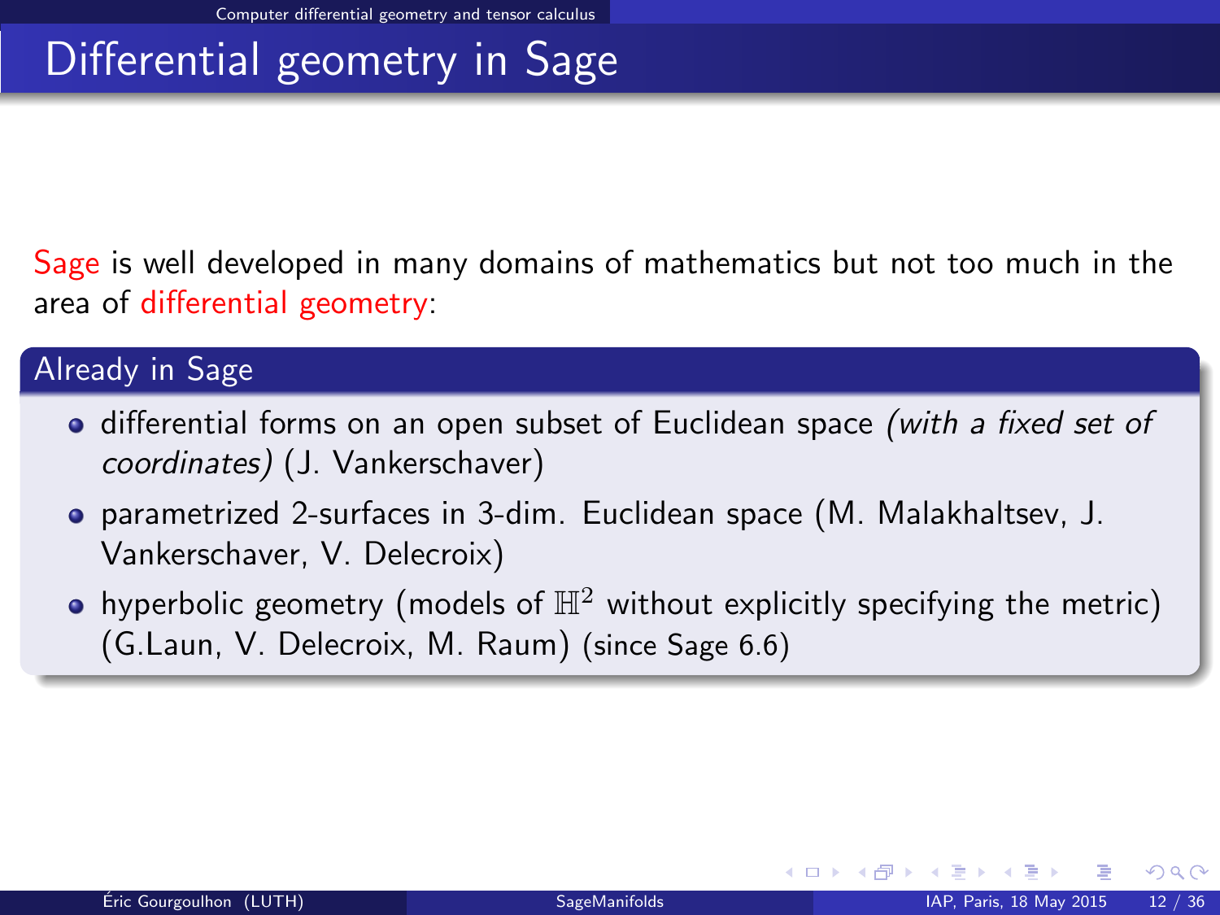# Differential geometry in Sage

Sage is well developed in many domains of mathematics but not too much in the area of differential geometry:

### Already in Sage

- differential forms on an open subset of Euclidean space *(with a fixed set of coordinates)* (J. Vankerschaver)
- parametrized 2-surfaces in 3-dim. Euclidean space (M. Malakhaltsev, J. Vankerschaver, V. Delecroix)
- hyperbolic geometry (models of $\mathbb{H}^2$ without explicitly specifying the metric) (G.Laun, V. Delecroix, M. Raum) (since Sage 6.6)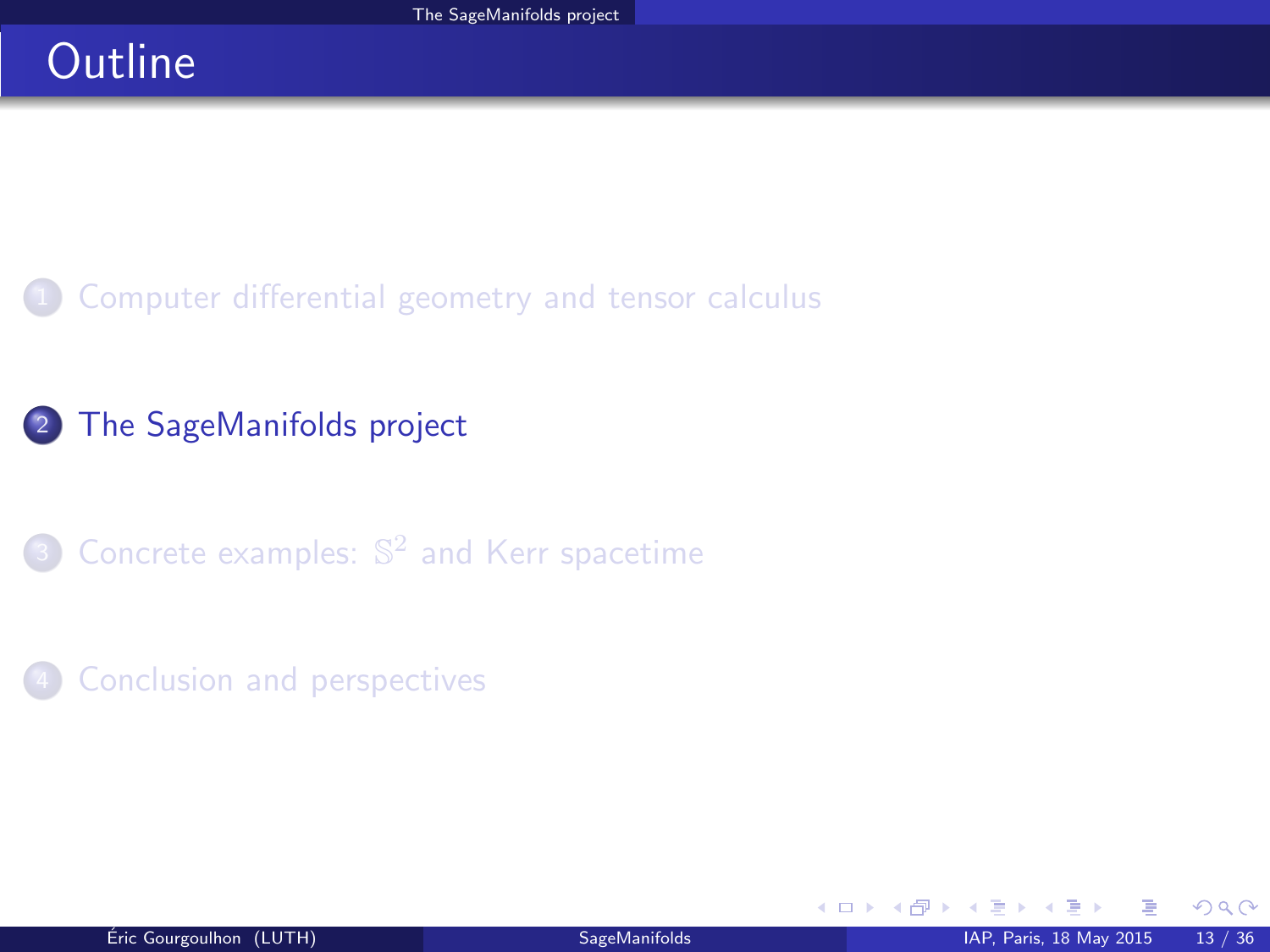# Outline

1. Computer differential geometry and tensor calculus
2. The SageManifolds project
3. Concrete examples: $\mathbb{S}^2$ and Kerr spacetime
4. Conclusion and perspectives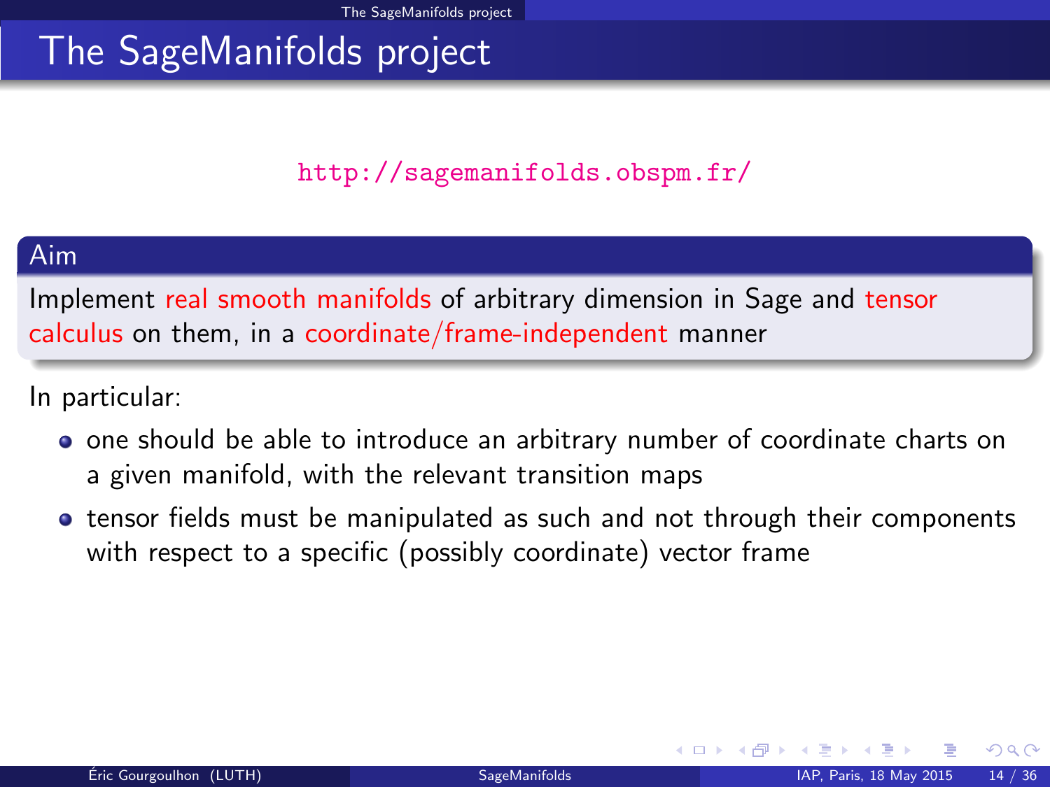# The SageManifolds project

http://sagemanifolds.obspm.fr/

## Aim

Implement real smooth manifolds of arbitrary dimension in Sage and tensor calculus on them, in a coordinate/frame-independent manner

In particular:

- one should be able to introduce an arbitrary number of coordinate charts on a given manifold, with the relevant transition maps
- tensor fields must be manipulated as such and not through their components with respect to a specific (possibly coordinate) vector frame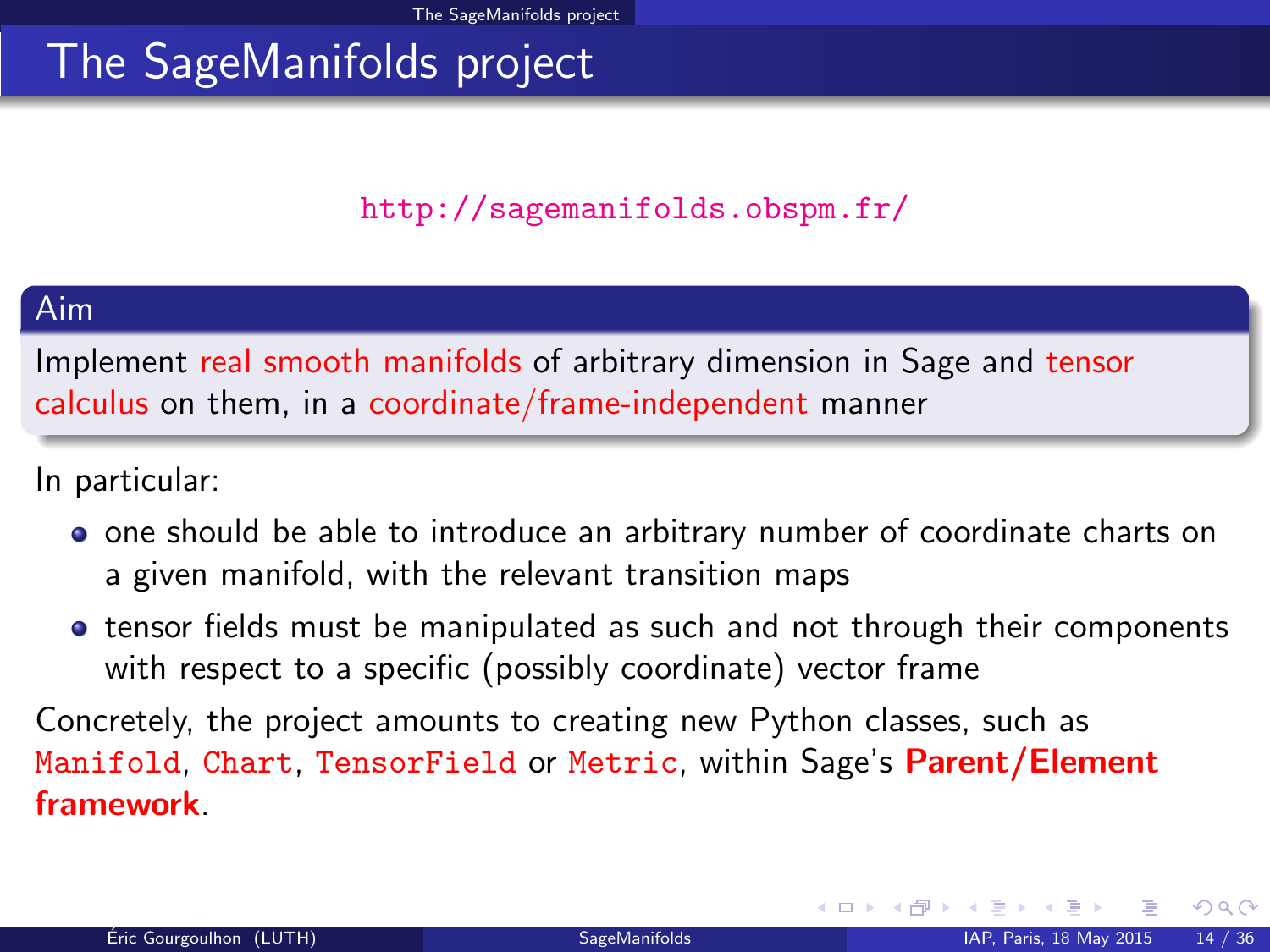# The SageManifolds project

http://sagemanifolds.obspm.fr/

**Aim**

Implement real smooth manifolds of arbitrary dimension in Sage and tensor calculus on them, in a coordinate/frame-independent manner

In particular:

- one should be able to introduce an arbitrary number of coordinate charts on a given manifold, with the relevant transition maps
- tensor fields must be manipulated as such and not through their components with respect to a specific (possibly coordinate) vector frame

Concretely, the project amounts to creating new Python classes, such as `Manifold`, `Chart`, `TensorField` or `Metric`, within Sage's **Parent/Element framework**.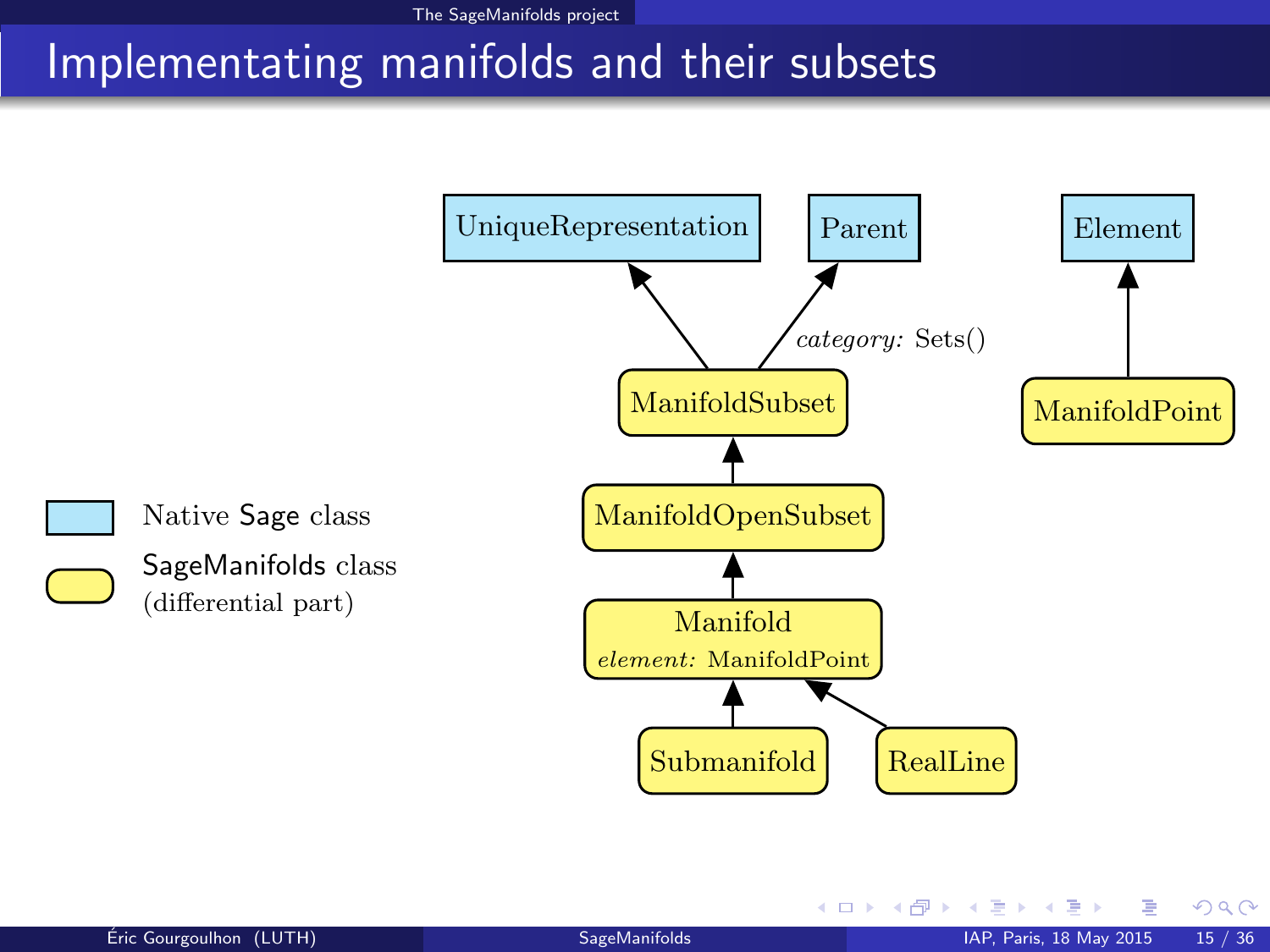# Implementating manifolds and their subsets

UniqueRepresentation

Parent

Element

*category:* Sets()

ManifoldSubset

ManifoldPoint

ManifoldOpenSubset

Manifold
*element:* ManifoldPoint

Submanifold

RealLine

Native Sage class

SageManifolds class (differential part)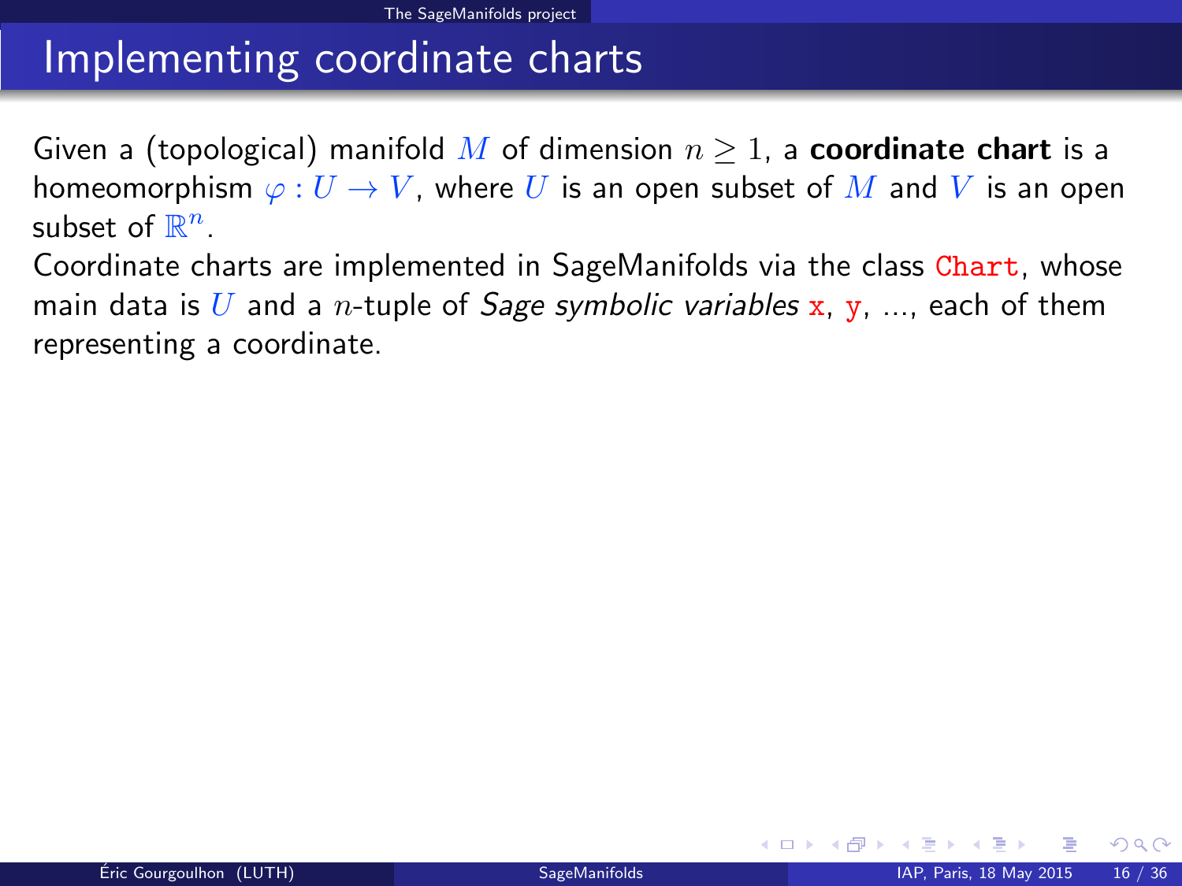# Implementing coordinate charts

Given a (topological) manifold $M$ of dimension $n \geq 1$, a **coordinate chart** is a homeomorphism $\varphi : U \to V$, where $U$ is an open subset of $M$ and $V$ is an open subset of $\mathbb{R}^n$.

Coordinate charts are implemented in SageManifolds via the class `Chart`, whose main data is $U$ and a $n$-tuple of *Sage symbolic variables* `x`, `y`, ..., each of them representing a coordinate.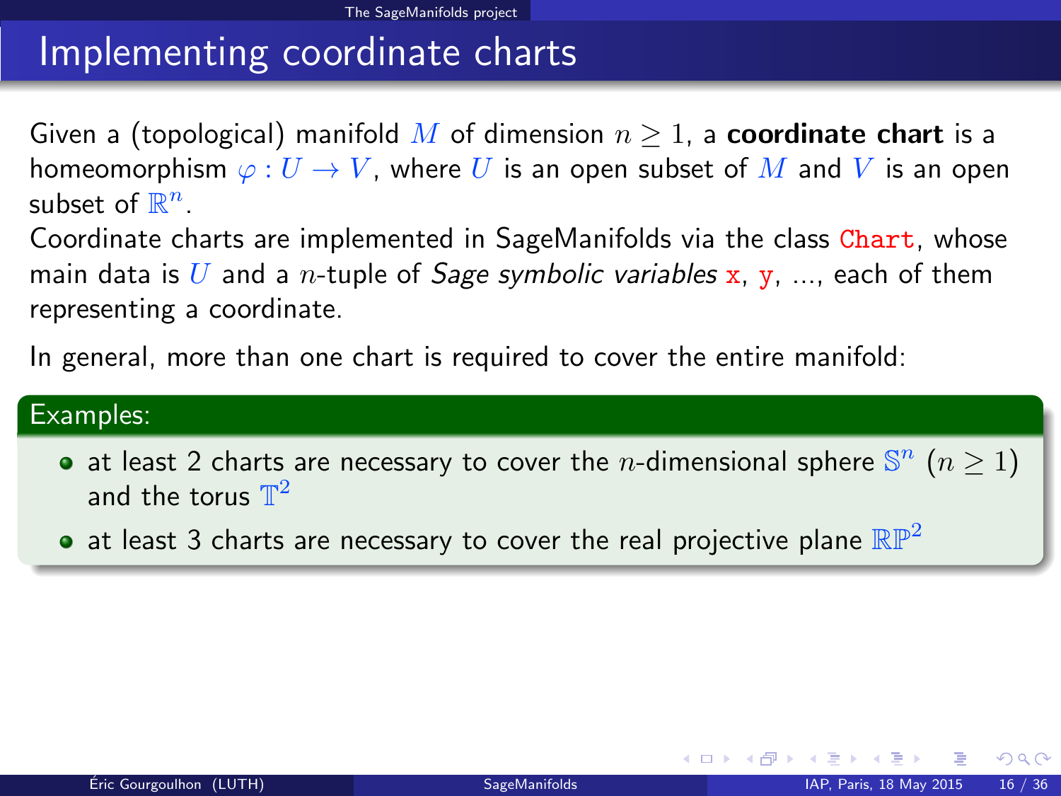# Implementing coordinate charts

Given a (topological) manifold $M$ of dimension $n \geq 1$, a **coordinate chart** is a homeomorphism $\varphi : U \to V$, where $U$ is an open subset of $M$ and $V$ is an open subset of $\mathbb{R}^n$.

Coordinate charts are implemented in SageManifolds via the class `Chart`, whose main data is $U$ and a $n$-tuple of *Sage symbolic variables* `x`, `y`, ..., each of them representing a coordinate.

In general, more than one chart is required to cover the entire manifold:

**Examples:**

- at least 2 charts are necessary to cover the $n$-dimensional sphere $\mathbb{S}^n$ $(n \geq 1)$ and the torus $\mathbb{T}^2$
- at least 3 charts are necessary to cover the real projective plane $\mathbb{RP}^2$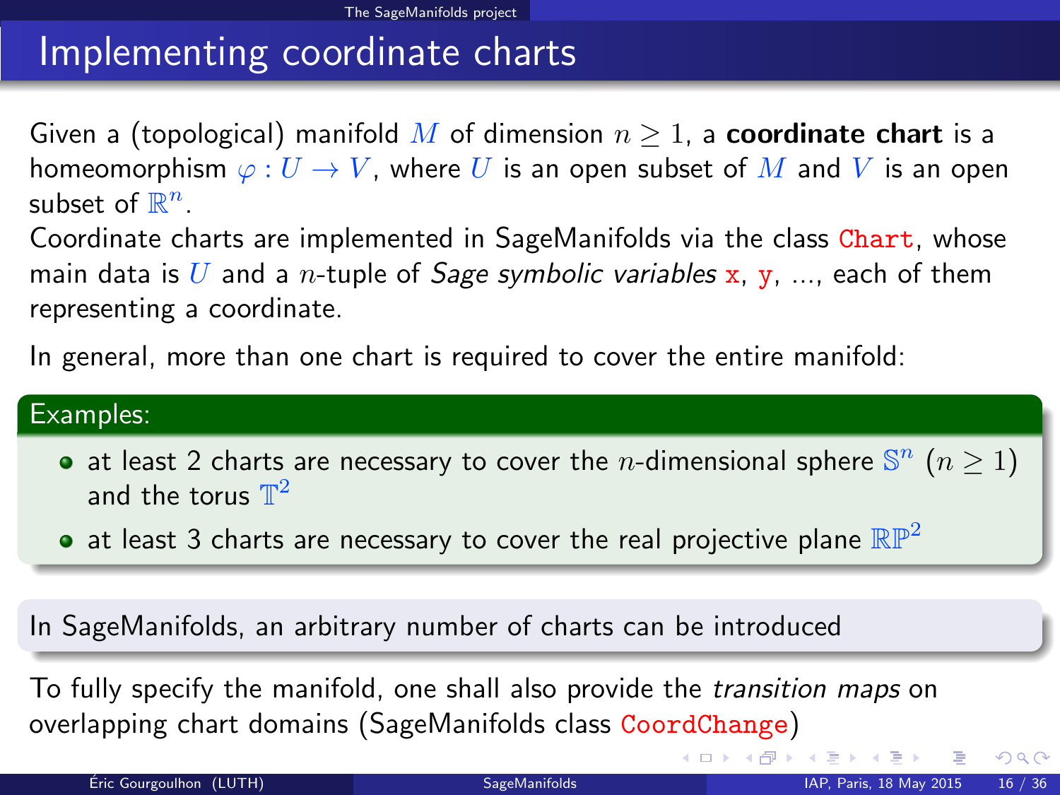# Implementing coordinate charts

Given a (topological) manifold $M$ of dimension $n \geq 1$, a **coordinate chart** is a homeomorphism $\varphi : U \to V$, where $U$ is an open subset of $M$ and $V$ is an open subset of $\mathbb{R}^n$.

Coordinate charts are implemented in SageManifolds via the class `Chart`, whose main data is $U$ and a $n$-tuple of *Sage symbolic variables* `x`, `y`, ..., each of them representing a coordinate.

In general, more than one chart is required to cover the entire manifold:

**Examples:**

- at least 2 charts are necessary to cover the $n$-dimensional sphere $\mathbb{S}^n$ $(n \geq 1)$ and the torus $\mathbb{T}^2$
- at least 3 charts are necessary to cover the real projective plane $\mathbb{RP}^2$

In SageManifolds, an arbitrary number of charts can be introduced

To fully specify the manifold, one shall also provide the *transition maps* on overlapping chart domains (SageManifolds class `CoordChange`)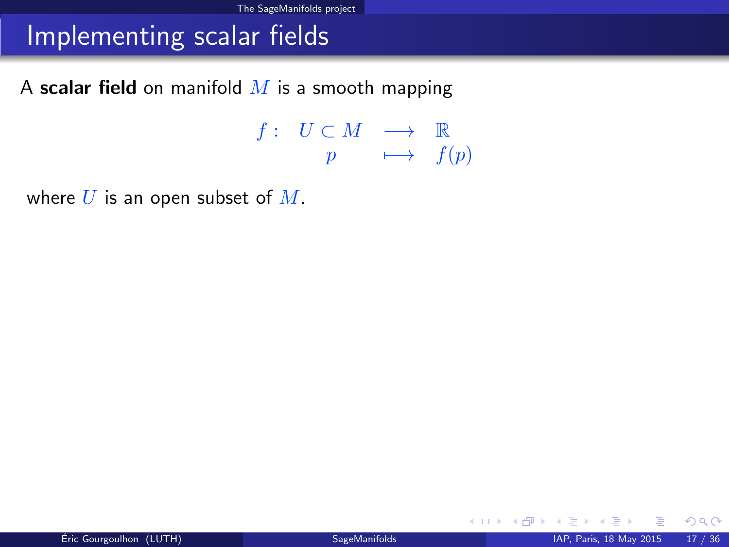# Implementing scalar fields

A **scalar field** on manifold $M$ is a smooth mapping

$$
\begin{array}{rccl}
f: & U \subset M & \longrightarrow & \mathbb{R} \\
 & p & \longmapsto & f(p)
\end{array}
$$

where $U$ is an open subset of $M$.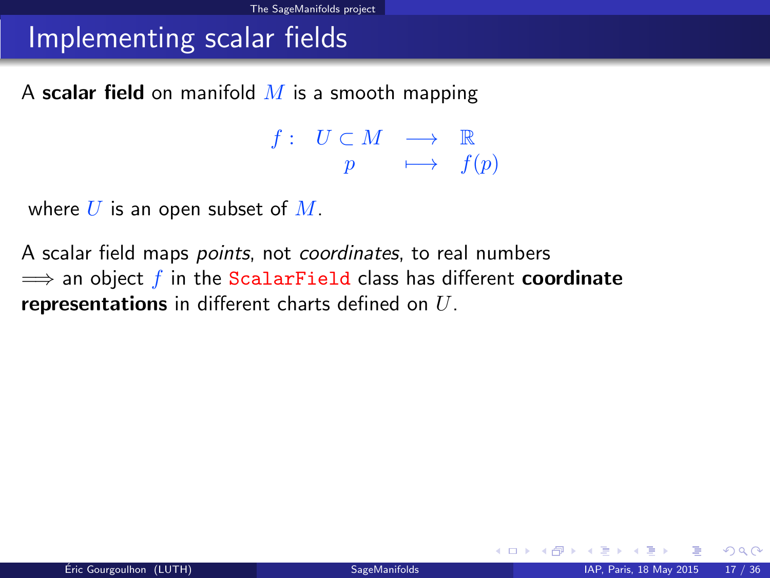# Implementing scalar fields

A **scalar field** on manifold $M$ is a smooth mapping

$$
\begin{array}{cccc}
f: & U \subset M & \longrightarrow & \mathbb{R} \\
 & p & \longmapsto & f(p)
\end{array}
$$

where $U$ is an open subset of $M$.

A scalar field maps *points*, not *coordinates*, to real numbers
$\Longrightarrow$ an object $f$ in the `ScalarField` class has different **coordinate representations** in different charts defined on $U$.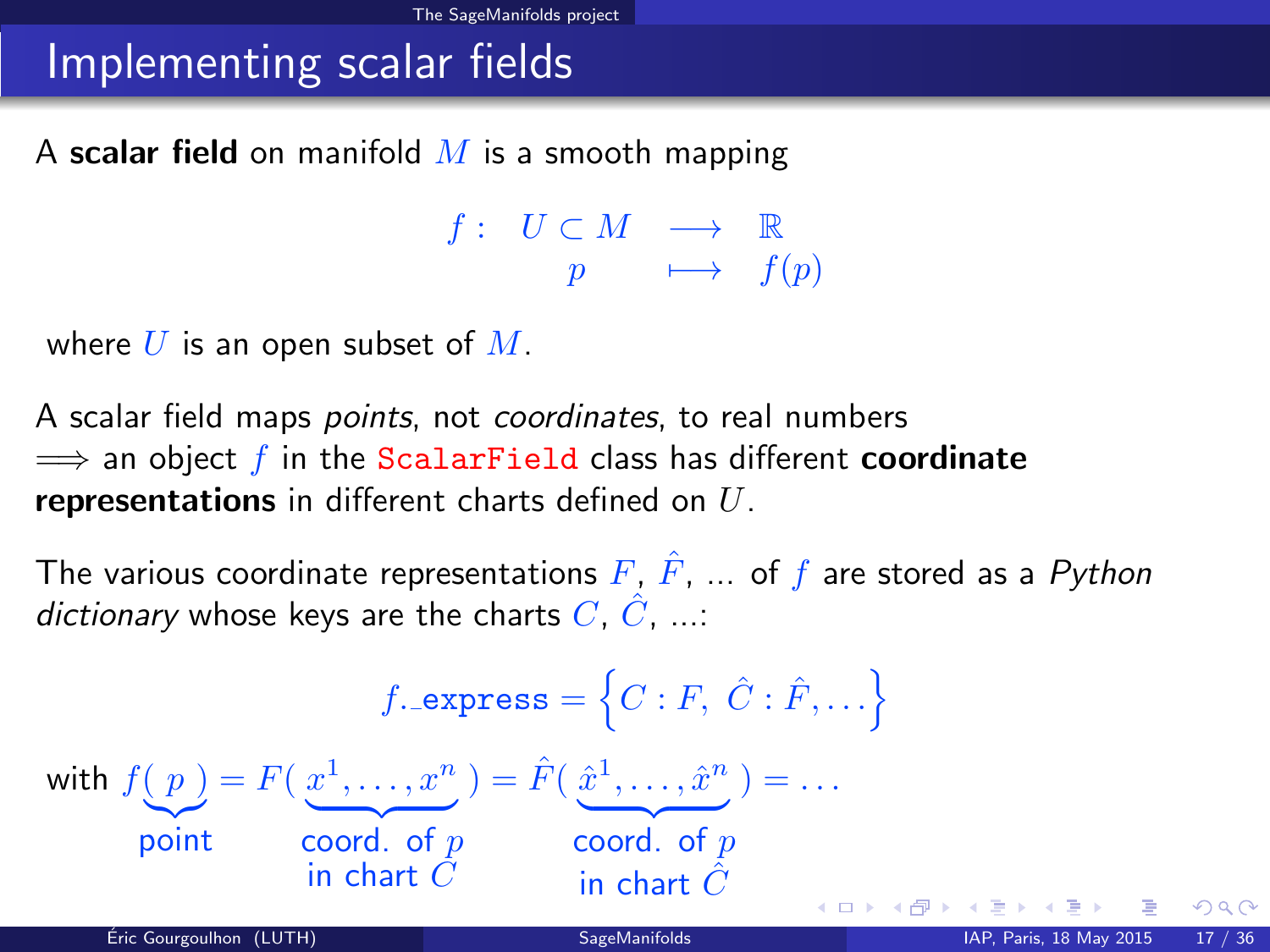# Implementing scalar fields

A **scalar field** on manifold $M$ is a smooth mapping

$$\begin{array}{llll} f: & U \subset M & \longrightarrow & \mathbb{R} \\ & p & \longmapsto & f(p) \end{array}$$

where $U$ is an open subset of $M$.

A scalar field maps *points*, not *coordinates*, to real numbers
$\Longrightarrow$ an object $f$ in the `ScalarField` class has different **coordinate representations** in different charts defined on $U$.

The various coordinate representations $F$, $\hat{F}$, ... of $f$ are stored as a *Python dictionary* whose keys are the charts $C$, $\hat{C}$, ...:

$$f.\_\mathtt{express} = \left\{ C : F, \ \hat{C} : \hat{F}, \dots \right\}$$

with $f(\underbrace{p}_{\text{point}}) = F(\underbrace{x^1, \dots, x^n}_{\substack{\text{coord. of } p \\ \text{in chart } C}}) = \hat{F}(\underbrace{\hat{x}^1, \dots, \hat{x}^n}_{\substack{\text{coord. of } p \\ \text{in chart } \hat{C}}}) = \dots$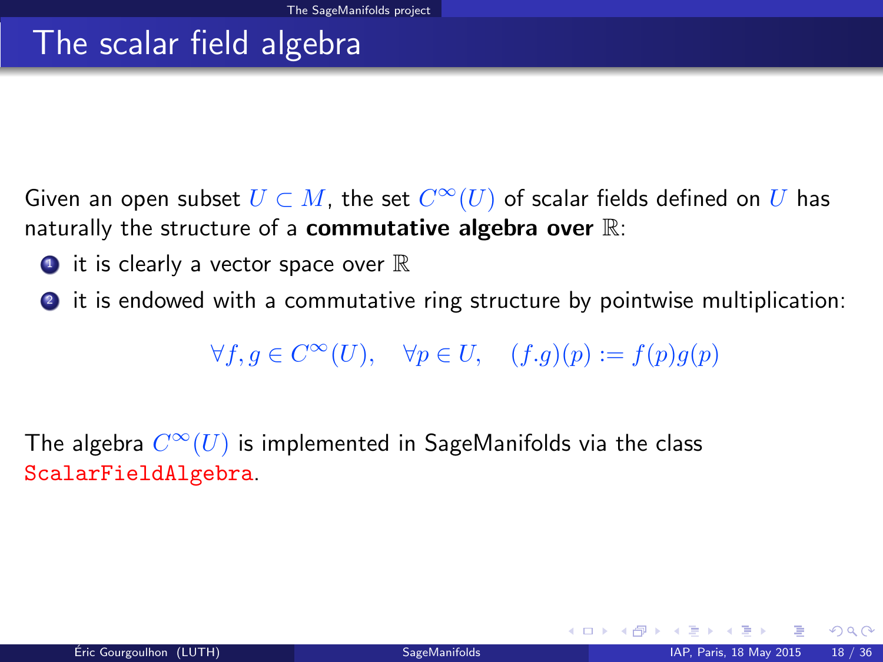# The scalar field algebra

Given an open subset $U \subset M$, the set $C^\infty(U)$ of scalar fields defined on $U$ has naturally the structure of a **commutative algebra over** $\mathbb{R}$:

1. it is clearly a vector space over $\mathbb{R}$
2. it is endowed with a commutative ring structure by pointwise multiplication:

$$\forall f, g \in C^\infty(U), \quad \forall p \in U, \quad (f.g)(p) := f(p)g(p)$$

The algebra $C^\infty(U)$ is implemented in SageManifolds via the class `ScalarFieldAlgebra`.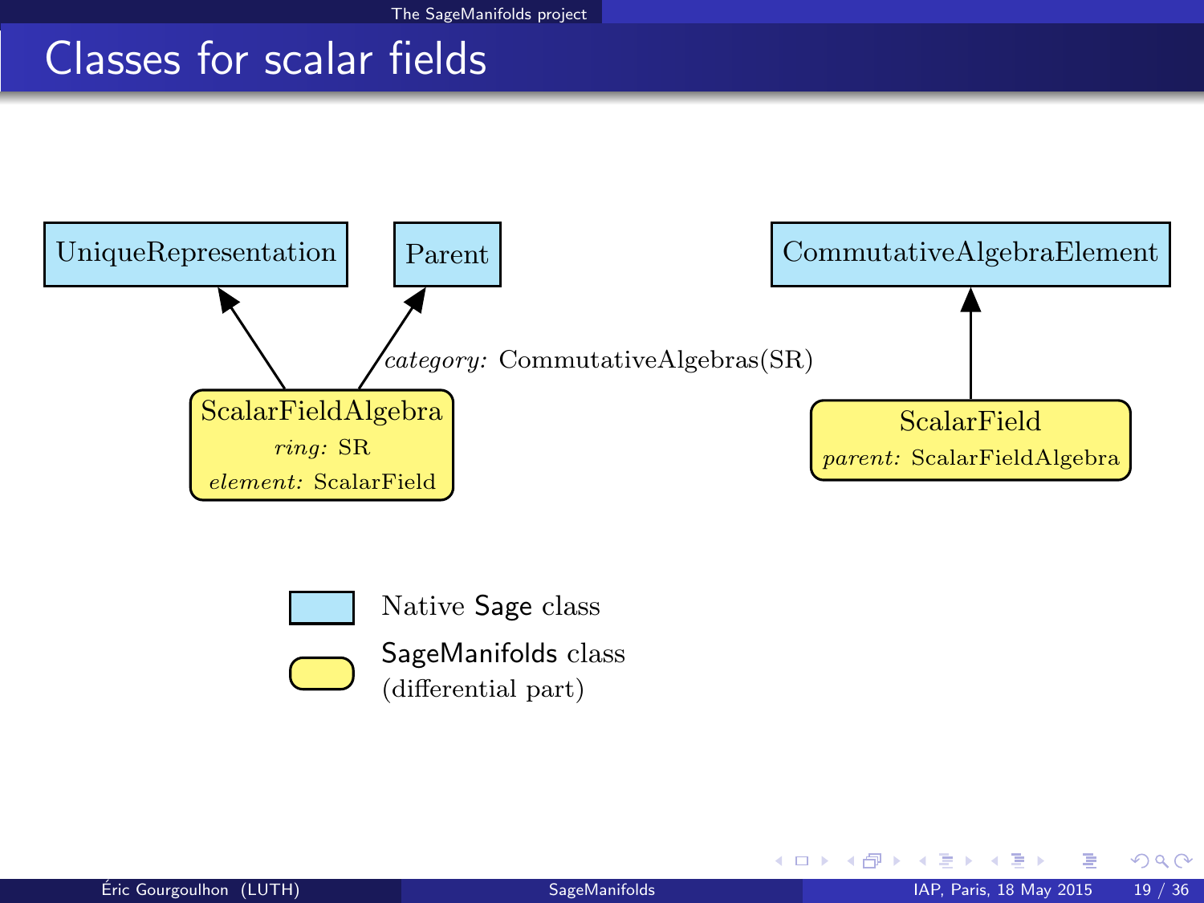# Classes for scalar fields

UniqueRepresentation

Parent

CommutativeAlgebraElement

*category:* CommutativeAlgebras(SR)

ScalarFieldAlgebra
*ring:* SR
*element:* ScalarField

ScalarField
*parent:* ScalarFieldAlgebra

Native Sage class

SageManifolds class
(differential part)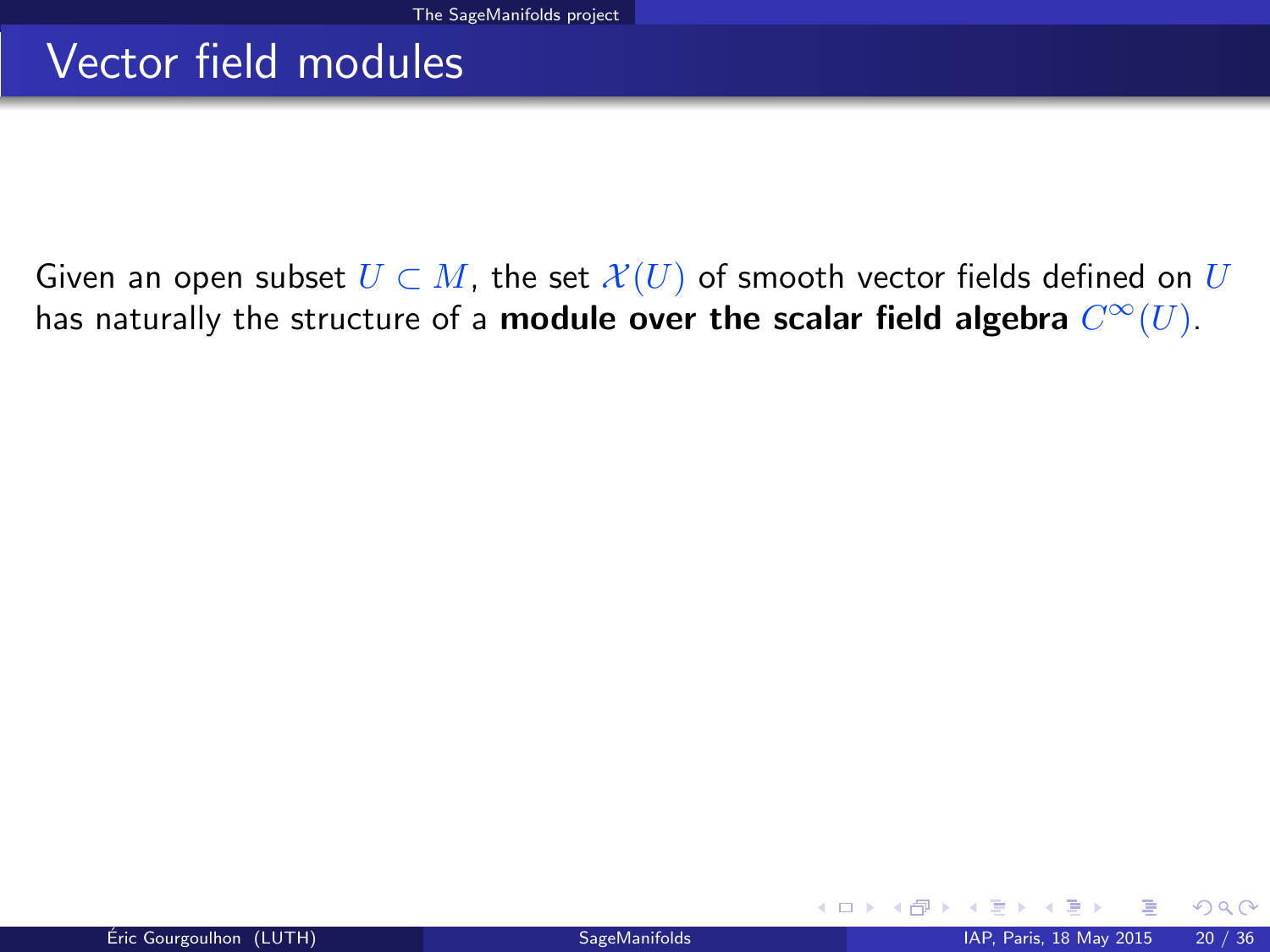# Vector field modules

Given an open subset $U \subset M$, the set $\mathcal{X}(U)$ of smooth vector fields defined on $U$ has naturally the structure of a **module over the scalar field algebra** $C^\infty(U)$.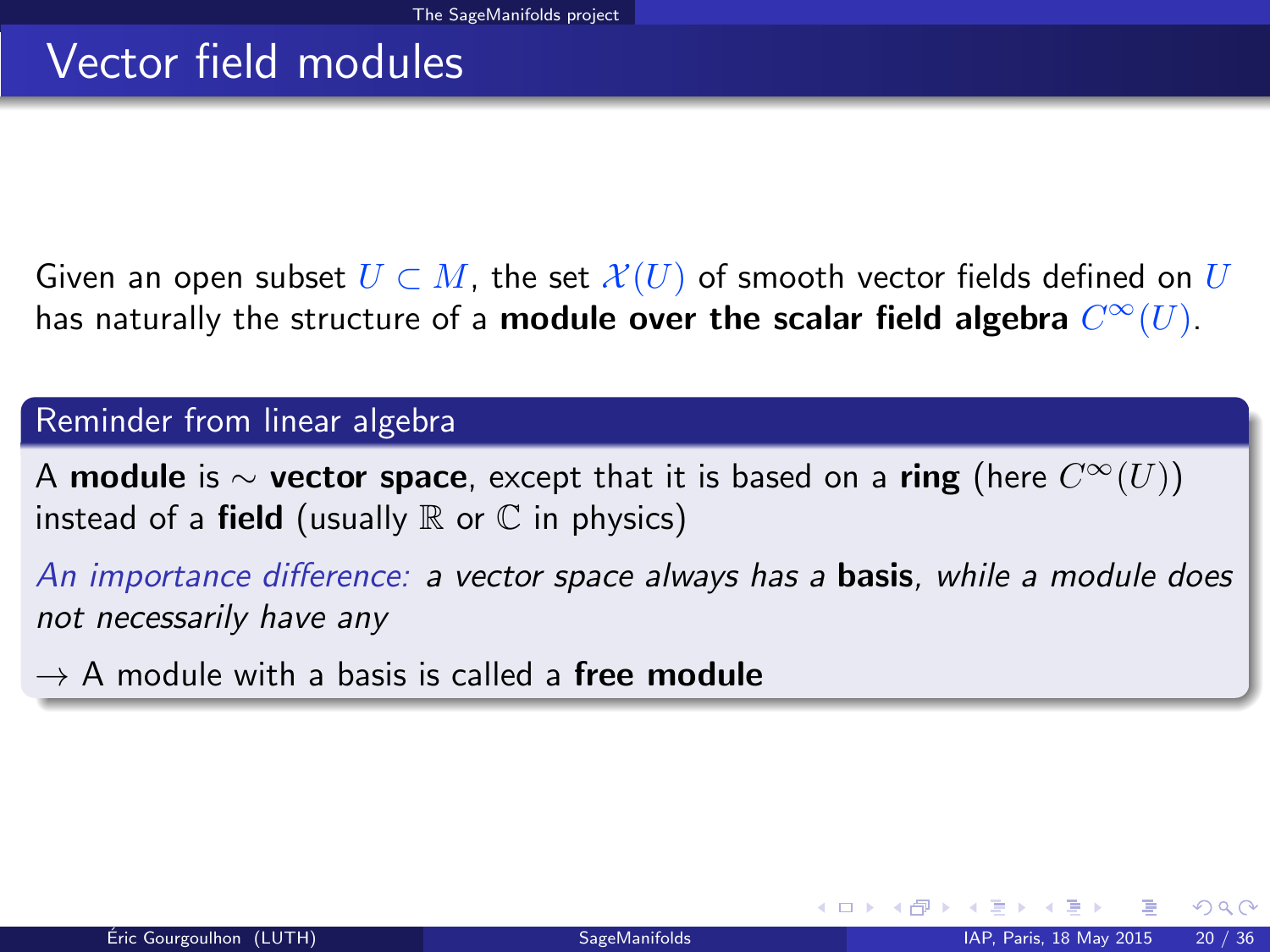# Vector field modules

Given an open subset $U \subset M$, the set $\mathcal{X}(U)$ of smooth vector fields defined on $U$ has naturally the structure of a **module over the scalar field algebra** $C^\infty(U)$.

### Reminder from linear algebra

A **module** is $\sim$ **vector space**, except that it is based on a **ring** (here $C^\infty(U)$) instead of a **field** (usually $\mathbb{R}$ or $\mathbb{C}$ in physics)

*An importance difference: a vector space always has a* **basis**, *while a module does not necessarily have any*

$\rightarrow$ A module with a basis is called a **free module**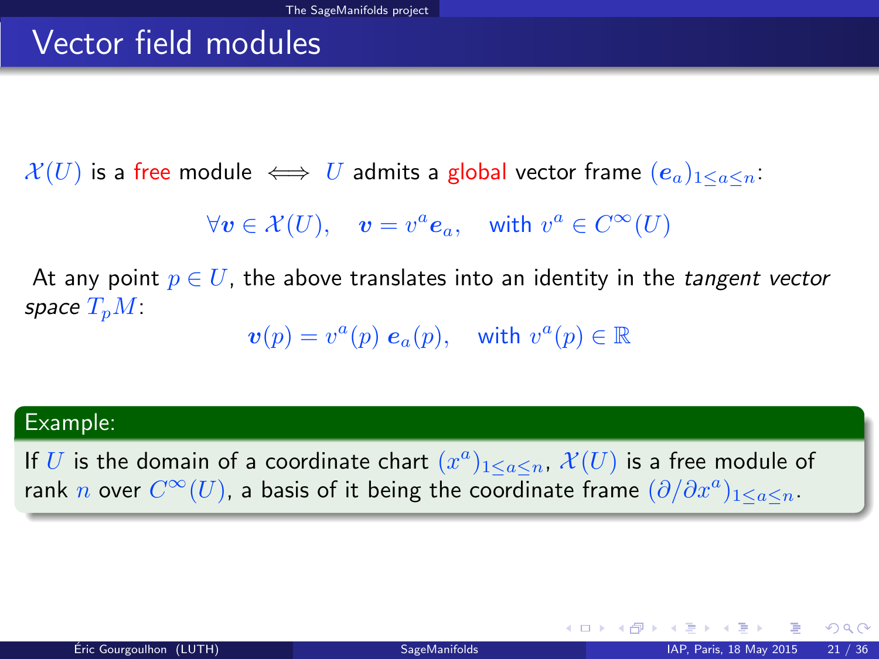# Vector field modules

$\mathcal{X}(U)$ is a free module $\iff$ $U$ admits a global vector frame $(\boldsymbol{e}_a)_{1\leq a\leq n}$:

$$\forall \boldsymbol{v} \in \mathcal{X}(U), \quad \boldsymbol{v} = v^a \boldsymbol{e}_a, \quad \text{with } v^a \in C^\infty(U)$$

At any point $p \in U$, the above translates into an identity in the *tangent vector space* $T_pM$:

$$\boldsymbol{v}(p) = v^a(p)\, \boldsymbol{e}_a(p), \quad \text{with } v^a(p) \in \mathbb{R}$$

**Example:**

If $U$ is the domain of a coordinate chart $(x^a)_{1\leq a\leq n}$, $\mathcal{X}(U)$ is a free module of rank $n$ over $C^\infty(U)$, a basis of it being the coordinate frame $(\partial/\partial x^a)_{1\leq a\leq n}$.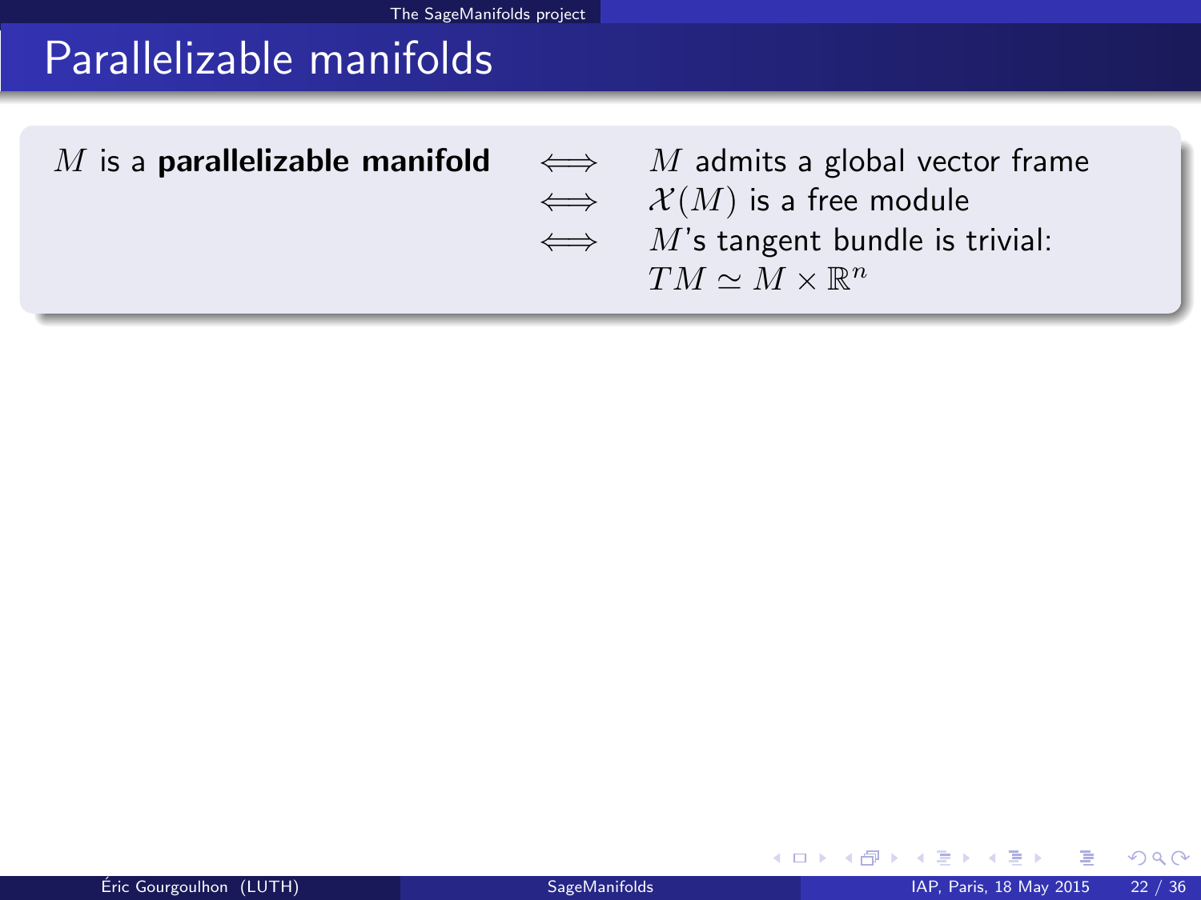# Parallelizable manifolds

$M$ is a **parallelizable manifold** $\iff$ $M$ admits a global vector frame
$\iff$ $\mathcal{X}(M)$ is a free module
$\iff$ $M$'s tangent bundle is trivial: $TM \simeq M \times \mathbb{R}^n$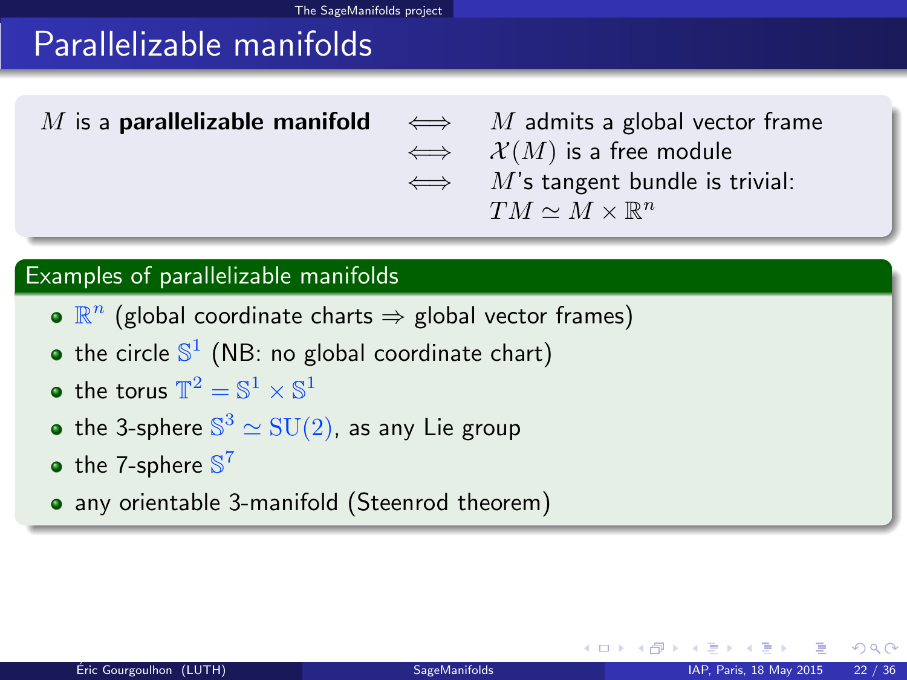# Parallelizable manifolds

$M$ is a **parallelizable manifold** $\iff$ $M$ admits a global vector frame
$\iff$ $\mathcal{X}(M)$ is a free module
$\iff$ $M$'s tangent bundle is trivial: $TM \simeq M \times \mathbb{R}^n$

## Examples of parallelizable manifolds

- $\mathbb{R}^n$ (global coordinate charts $\Rightarrow$ global vector frames)
- the circle $\mathbb{S}^1$ (NB: no global coordinate chart)
- the torus $\mathbb{T}^2 = \mathbb{S}^1 \times \mathbb{S}^1$
- the 3-sphere $\mathbb{S}^3 \simeq \mathrm{SU}(2)$, as any Lie group
- the 7-sphere $\mathbb{S}^7$
- any orientable 3-manifold (Steenrod theorem)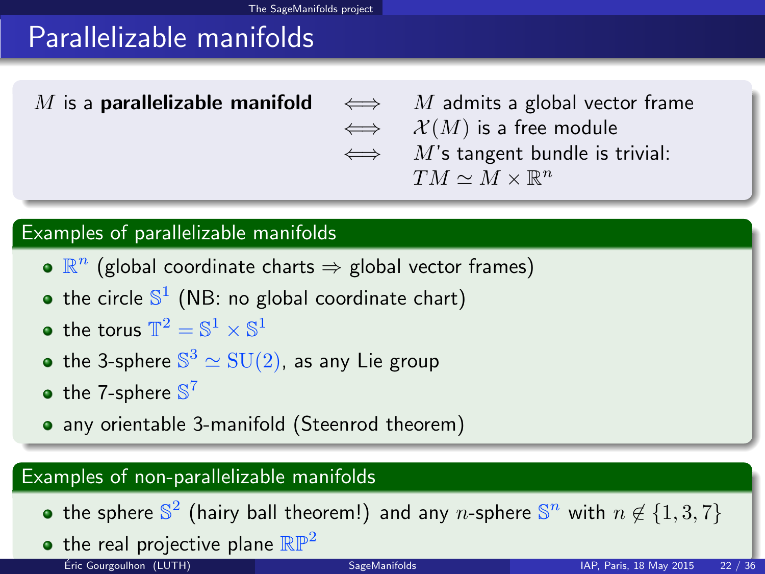# Parallelizable manifolds

$M$ is a **parallelizable manifold** $\iff$ $M$ admits a global vector frame
$\iff$ $\mathcal{X}(M)$ is a free module
$\iff$ $M$'s tangent bundle is trivial: $TM \simeq M \times \mathbb{R}^n$

## Examples of parallelizable manifolds

- $\mathbb{R}^n$ (global coordinate charts $\Rightarrow$ global vector frames)
- the circle $\mathbb{S}^1$ (NB: no global coordinate chart)
- the torus $\mathbb{T}^2 = \mathbb{S}^1 \times \mathbb{S}^1$
- the 3-sphere $\mathbb{S}^3 \simeq \mathrm{SU}(2)$, as any Lie group
- the 7-sphere $\mathbb{S}^7$
- any orientable 3-manifold (Steenrod theorem)

## Examples of non-parallelizable manifolds

- the sphere $\mathbb{S}^2$ (hairy ball theorem!) and any $n$-sphere $\mathbb{S}^n$ with $n \notin \{1, 3, 7\}$
- the real projective plane $\mathbb{RP}^2$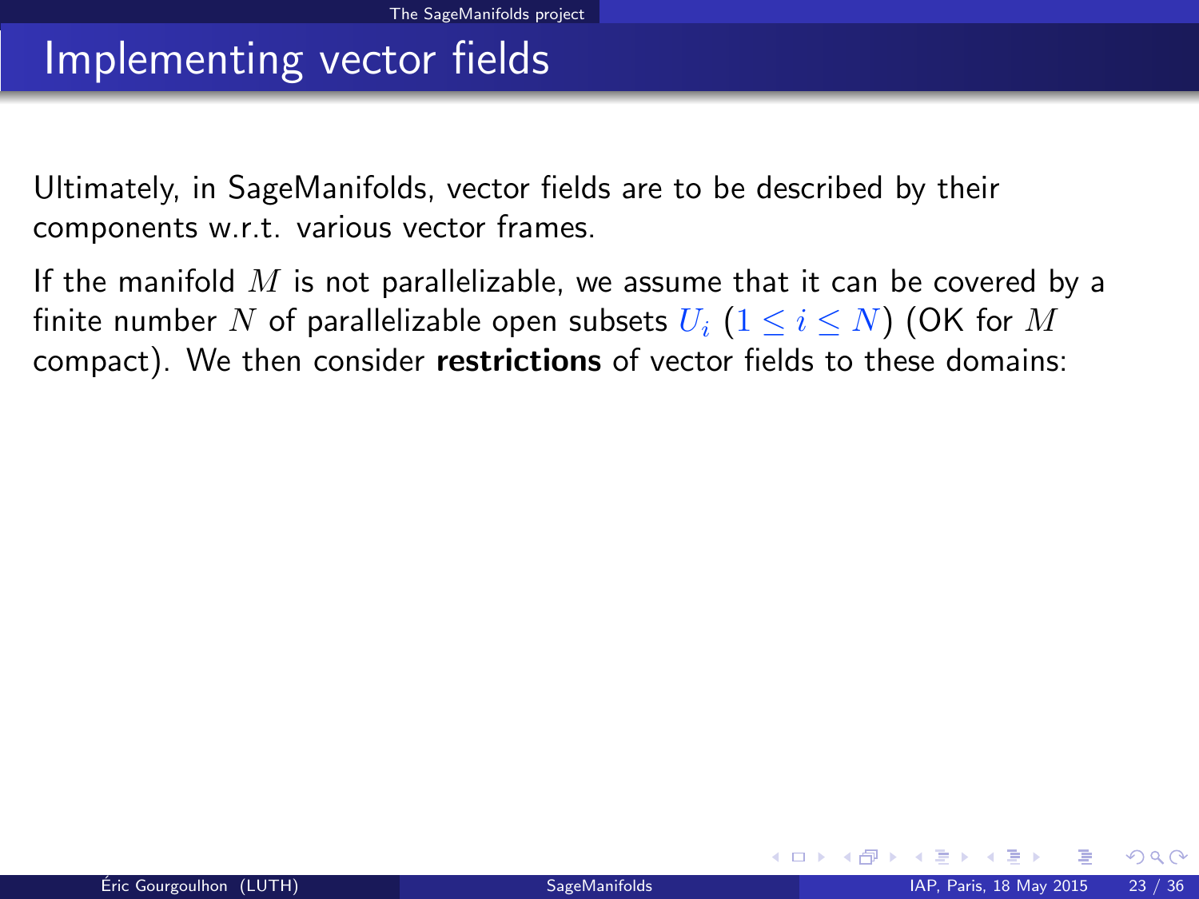# Implementing vector fields

Ultimately, in SageManifolds, vector fields are to be described by their components w.r.t. various vector frames.

If the manifold $M$ is not parallelizable, we assume that it can be covered by a finite number $N$ of parallelizable open subsets $U_i$ ($1 \leq i \leq N$) (OK for $M$ compact). We then consider **restrictions** of vector fields to these domains: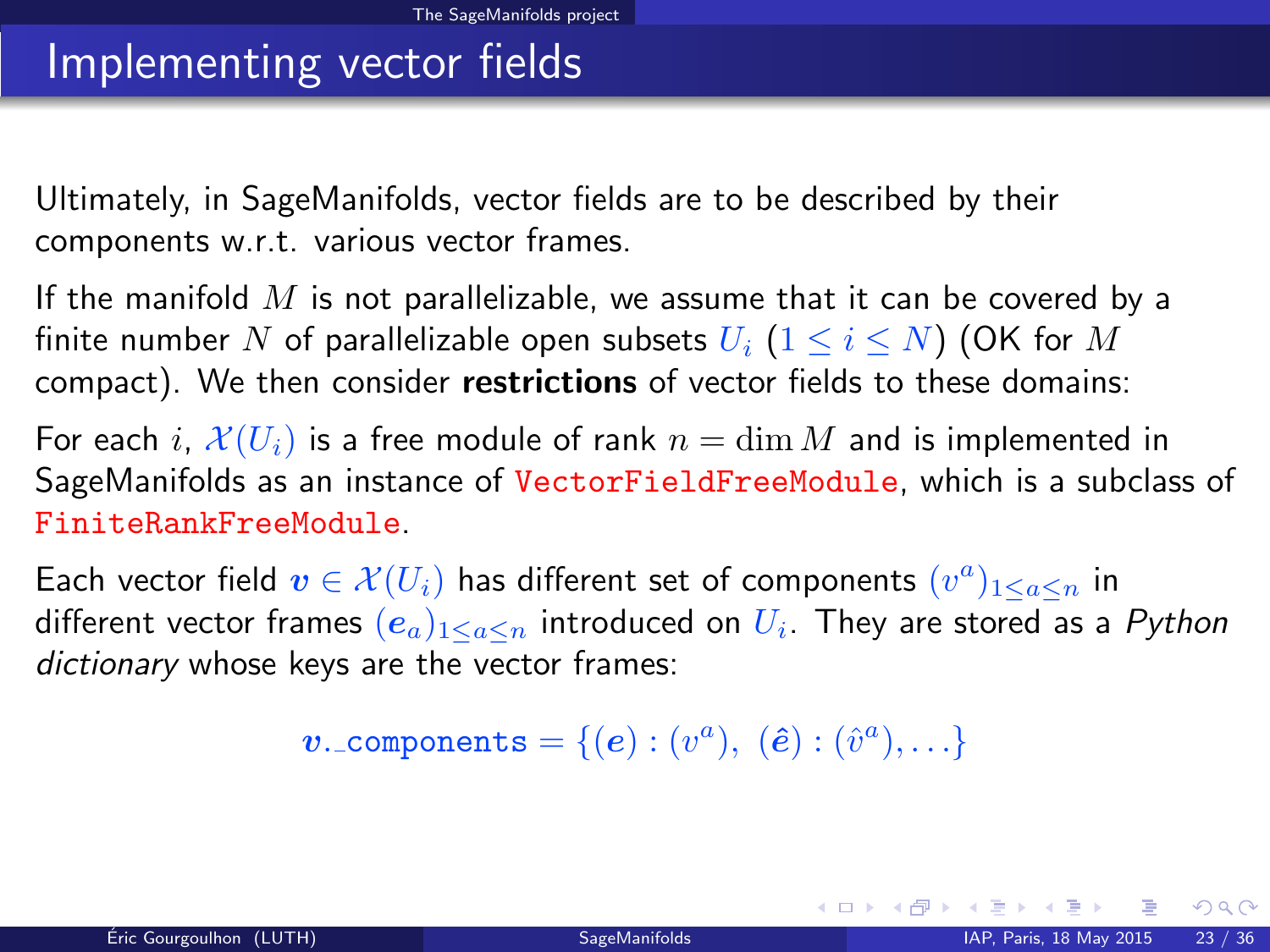# Implementing vector fields

Ultimately, in SageManifolds, vector fields are to be described by their components w.r.t. various vector frames.

If the manifold $M$ is not parallelizable, we assume that it can be covered by a finite number $N$ of parallelizable open subsets $U_i$ ($1 \leq i \leq N$) (OK for $M$ compact). We then consider **restrictions** of vector fields to these domains:

For each $i$, $\mathcal{X}(U_i)$ is a free module of rank $n = \dim M$ and is implemented in SageManifolds as an instance of `VectorFieldFreeModule`, which is a subclass of `FiniteRankFreeModule`.

Each vector field $\boldsymbol{v} \in \mathcal{X}(U_i)$ has different set of components $(v^a)_{1 \leq a \leq n}$ in different vector frames $(\boldsymbol{e}_a)_{1 \leq a \leq n}$ introduced on $U_i$. They are stored as a *Python dictionary* whose keys are the vector frames:

$$\boldsymbol{v}.\texttt{\_components} = \{(\boldsymbol{e}) : (v^a),\ (\hat{\boldsymbol{e}}) : (\hat{v}^a), \ldots\}$$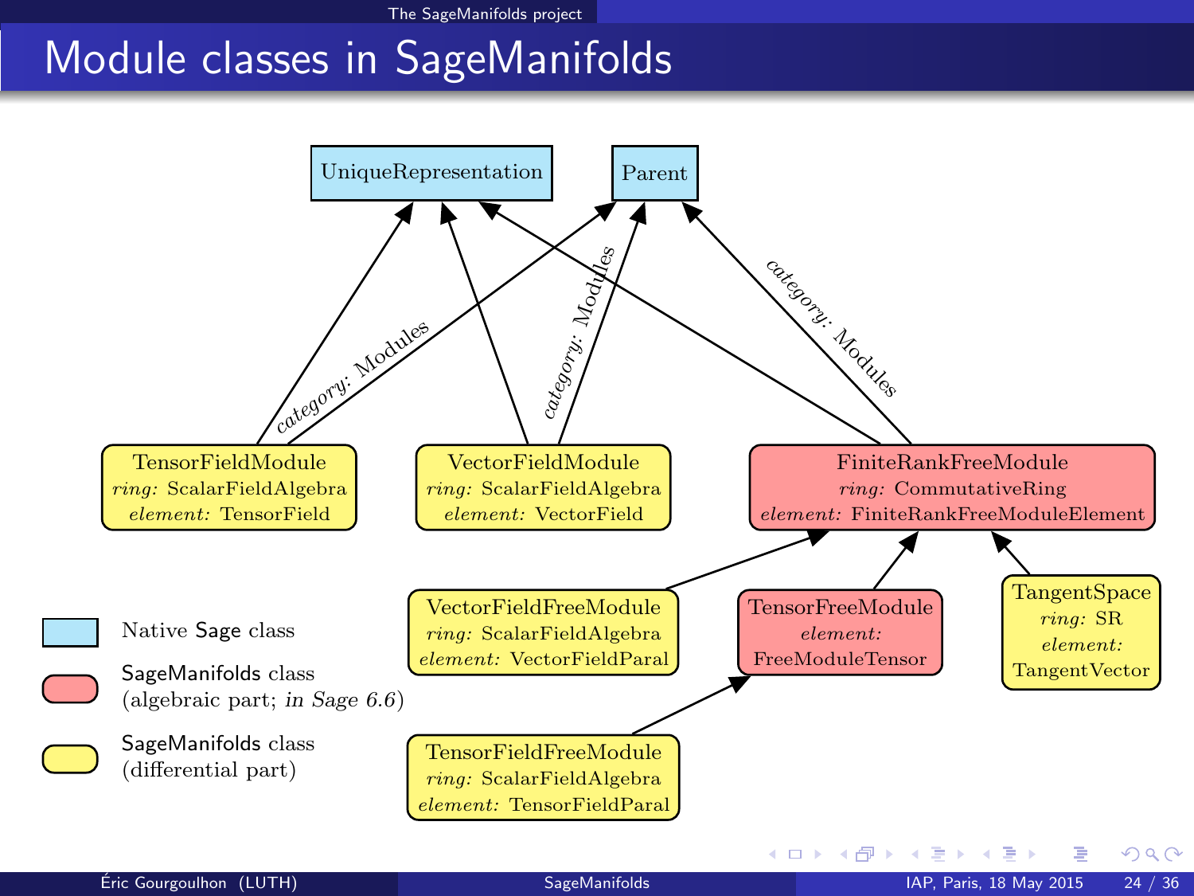# Module classes in SageManifolds

UniqueRepresentation

Parent

*category:* Modules

*category:* Modules

*category:* Modules

TensorFieldModule
*ring:* ScalarFieldAlgebra
*element:* TensorField

VectorFieldModule
*ring:* ScalarFieldAlgebra
*element:* VectorField

FiniteRankFreeModule
*ring:* CommutativeRing
*element:* FiniteRankFreeModuleElement

VectorFieldFreeModule
*ring:* ScalarFieldAlgebra
*element:* VectorFieldParal

TensorFreeModule
*element:*
FreeModuleTensor

TangentSpace
*ring:* SR
*element:*
TangentVector

TensorFieldFreeModule
*ring:* ScalarFieldAlgebra
*element:* TensorFieldParal

Native Sage class

SageManifolds class
(algebraic part; *in Sage 6.6*)

SageManifolds class
(differential part)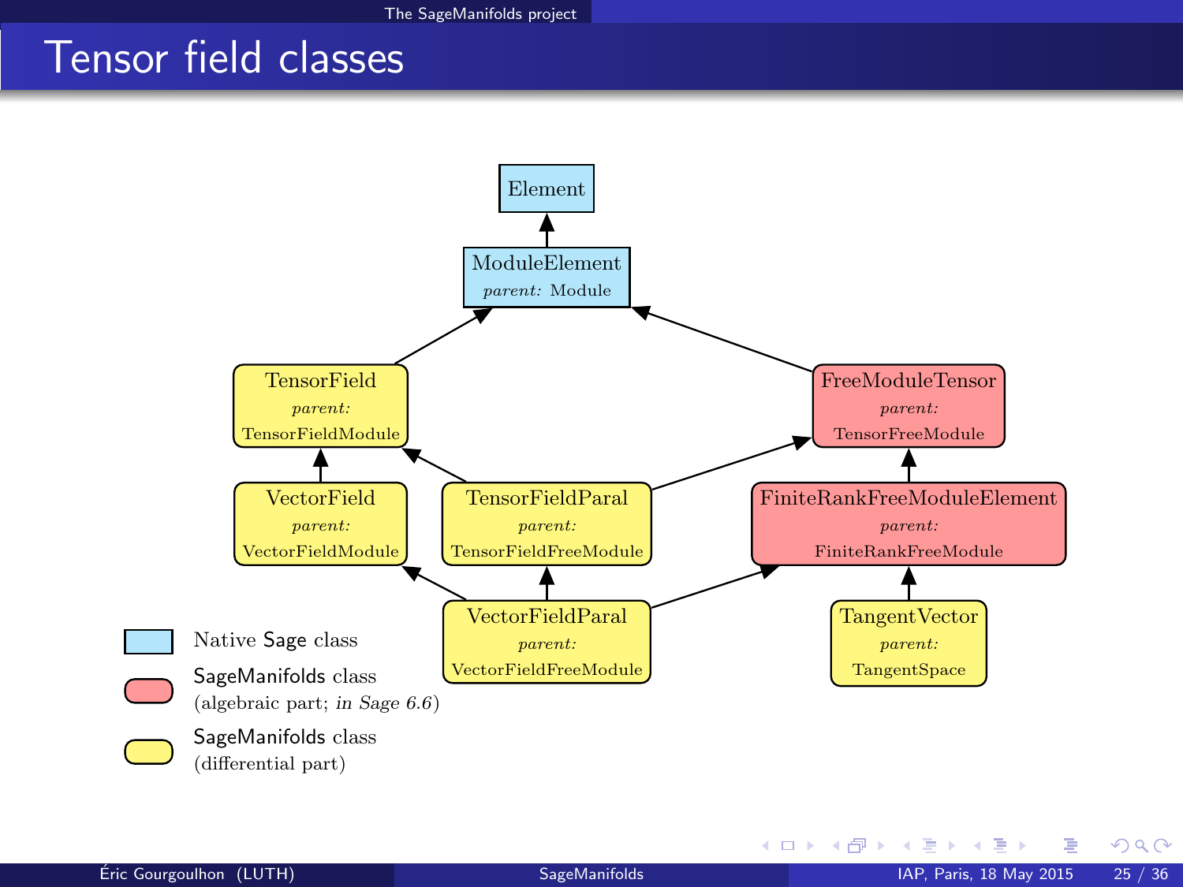# Tensor field classes

Element

ModuleElement
*parent:* Module

TensorField
*parent:*
TensorFieldModule

FreeModuleTensor
*parent:*
TensorFreeModule

VectorField
*parent:*
VectorFieldModule

TensorFieldParal
*parent:*
TensorFieldFreeModule

FiniteRankFreeModuleElement
*parent:*
FiniteRankFreeModule

VectorFieldParal
*parent:*
VectorFieldFreeModule

TangentVector
*parent:*
TangentSpace

- Native Sage class
- SageManifolds class (algebraic part; *in Sage 6.6*)
- SageManifolds class (differential part)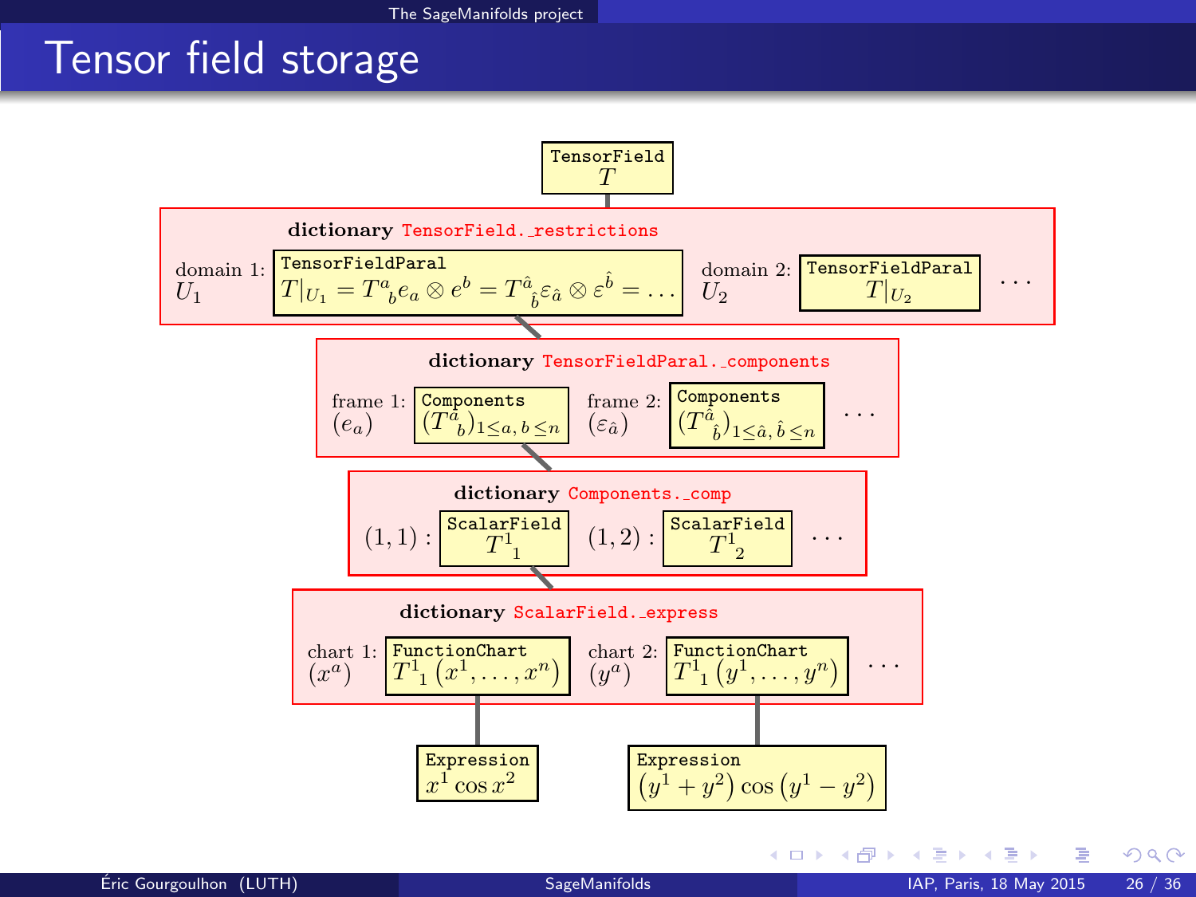# Tensor field storage

`TensorField`
$T$

**dictionary** `TensorField._restrictions`

domain 1: $U_1$ — `TensorFieldParal` $T|_{U_1} = T^a{}_b e_a \otimes e^b = T^{\hat{a}}{}_{\hat{b}} \varepsilon_{\hat{a}} \otimes \varepsilon^{\hat{b}} = \ldots$

domain 2: $U_2$ — `TensorFieldParal` $T|_{U_2}$

…

**dictionary** `TensorFieldParal._components`

frame 1: $(e_a)$ — `Components` $(T^a{}_b)_{1 \le a,\, b \le n}$

frame 2: $(\varepsilon_{\hat{a}})$ — `Components` $(T^{\hat{a}}{}_{\hat{b}})_{1 \le \hat{a},\, \hat{b} \le n}$

…

**dictionary** `Components._comp`

$(1,1)$ : `ScalarField` $T^1{}_1$

$(1,2)$ : `ScalarField` $T^1{}_2$

…

**dictionary** `ScalarField._express`

chart 1: $(x^a)$ — `FunctionChart` $T^1{}_1\left(x^1, \ldots, x^n\right)$

chart 2: $(y^a)$ — `FunctionChart` $T^1{}_1\left(y^1, \ldots, y^n\right)$

…

`Expression` $x^1 \cos x^2$

`Expression` $\left(y^1 + y^2\right) \cos\left(y^1 - y^2\right)$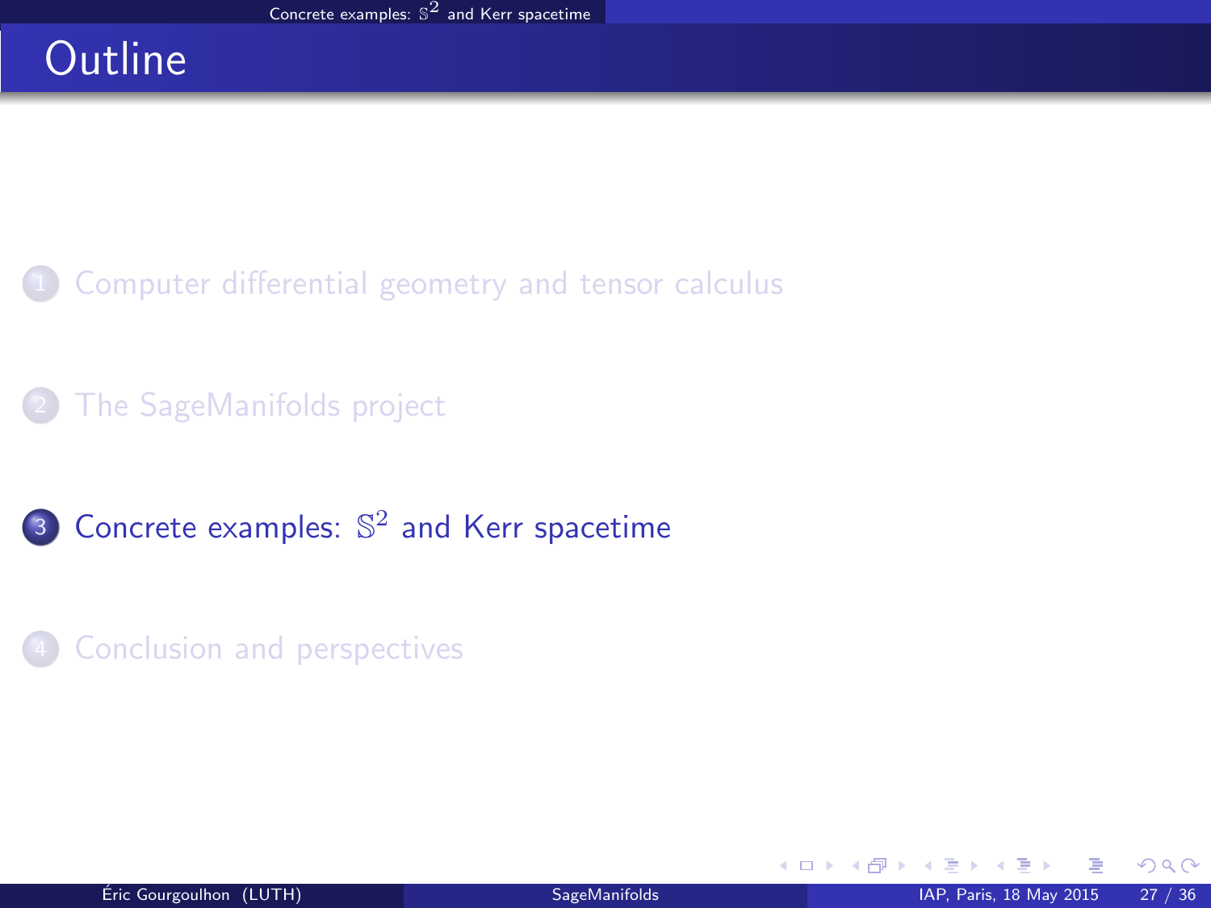# Outline

1. Computer differential geometry and tensor calculus

2. The SageManifolds project

3. Concrete examples: $\mathbb{S}^2$ and Kerr spacetime

4. Conclusion and perspectives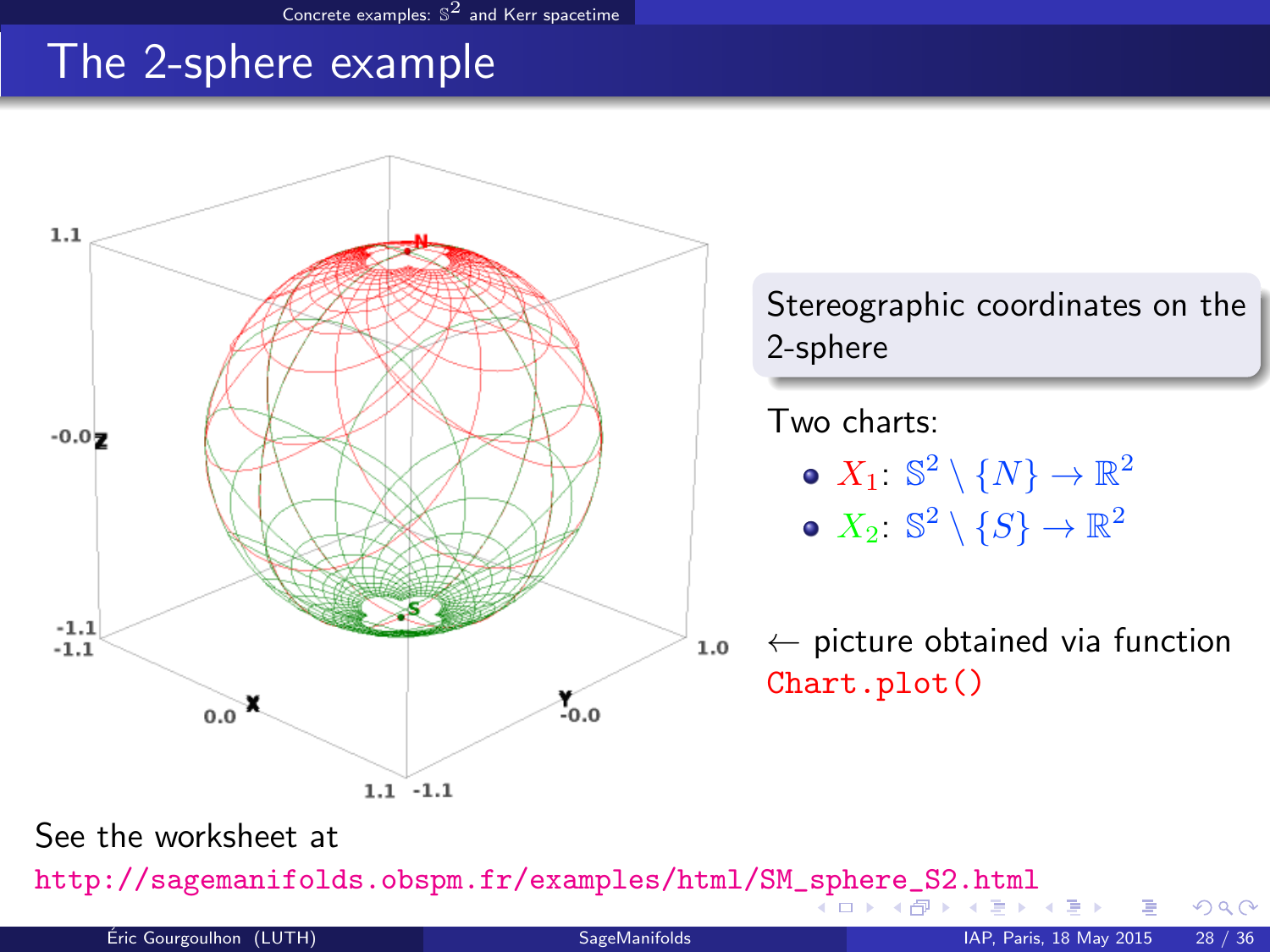# The 2-sphere example

**Stereographic coordinates on the 2-sphere**

Two charts:

- $X_1$: $\mathbb{S}^2 \setminus \{N\} \to \mathbb{R}^2$
- $X_2$: $\mathbb{S}^2 \setminus \{S\} \to \mathbb{R}^2$

← picture obtained via function `Chart.plot()`

See the worksheet at
http://sagemanifolds.obspm.fr/examples/html/SM_sphere_S2.html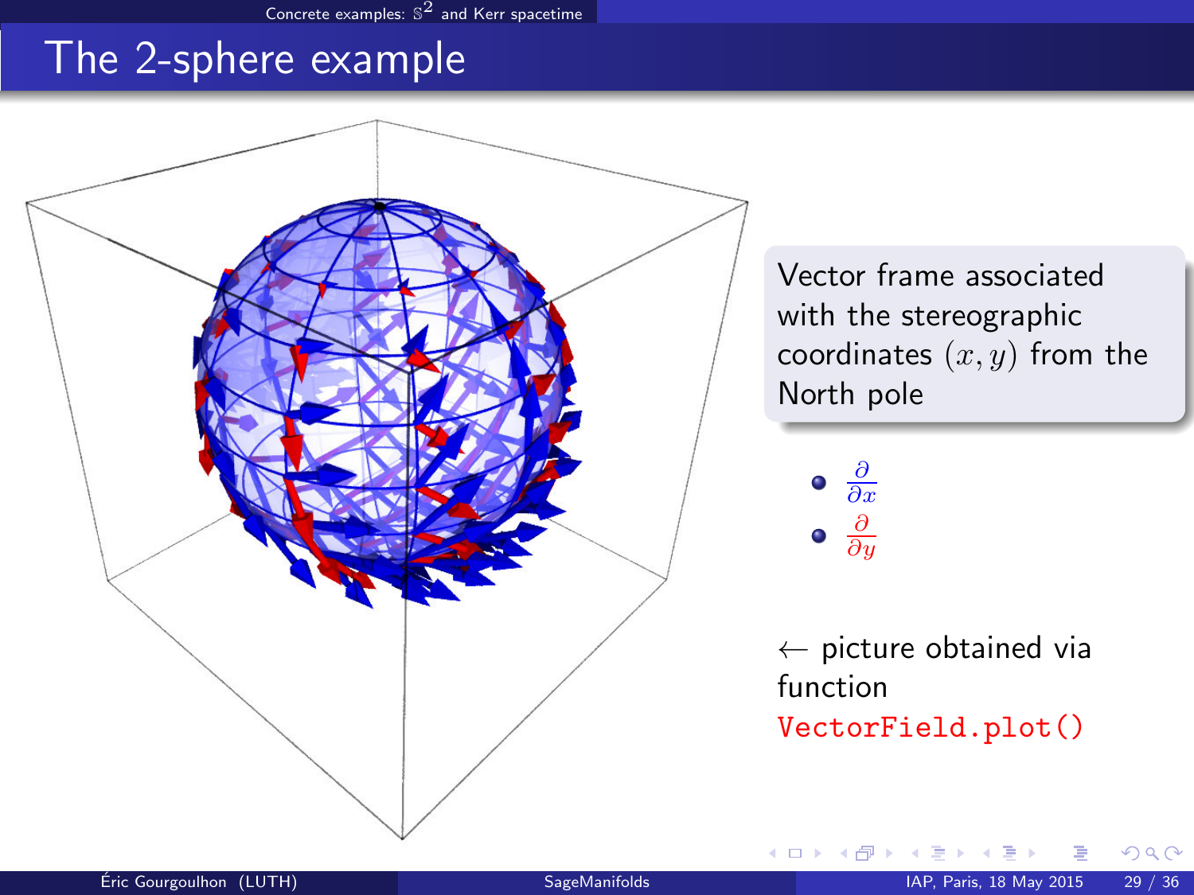# The 2-sphere example

Vector frame associated with the stereographic coordinates $(x, y)$ from the North pole

- $\frac{\partial}{\partial x}$
- $\frac{\partial}{\partial y}$

← picture obtained via function `VectorField.plot()`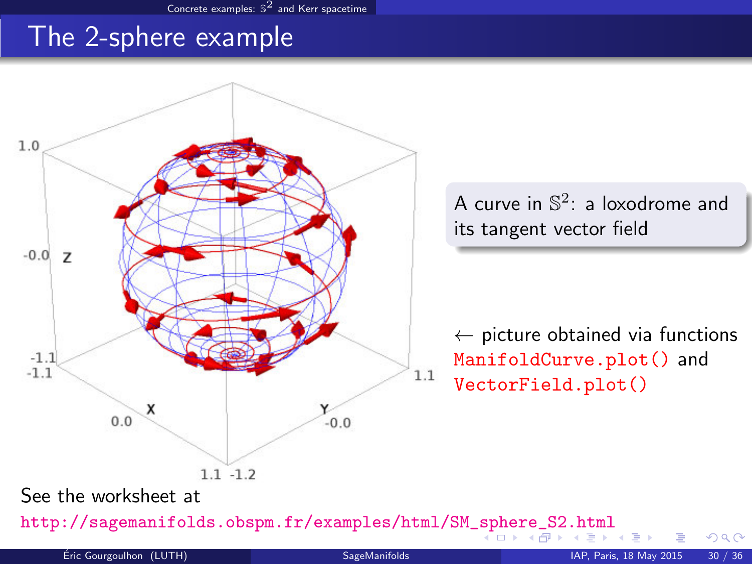# The 2-sphere example

A curve in $\mathbb{S}^2$: a loxodrome and its tangent vector field

← picture obtained via functions `ManifoldCurve.plot()` and `VectorField.plot()`

See the worksheet at

http://sagemanifolds.obspm.fr/examples/html/SM_sphere_S2.html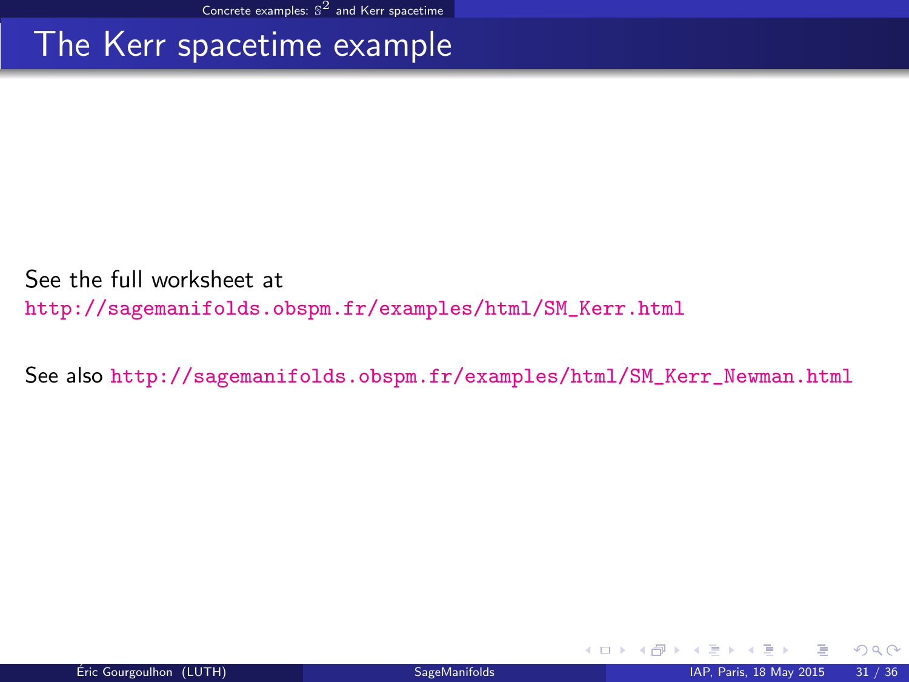# The Kerr spacetime example

See the full worksheet at
http://sagemanifolds.obspm.fr/examples/html/SM_Kerr.html

See also http://sagemanifolds.obspm.fr/examples/html/SM_Kerr_Newman.html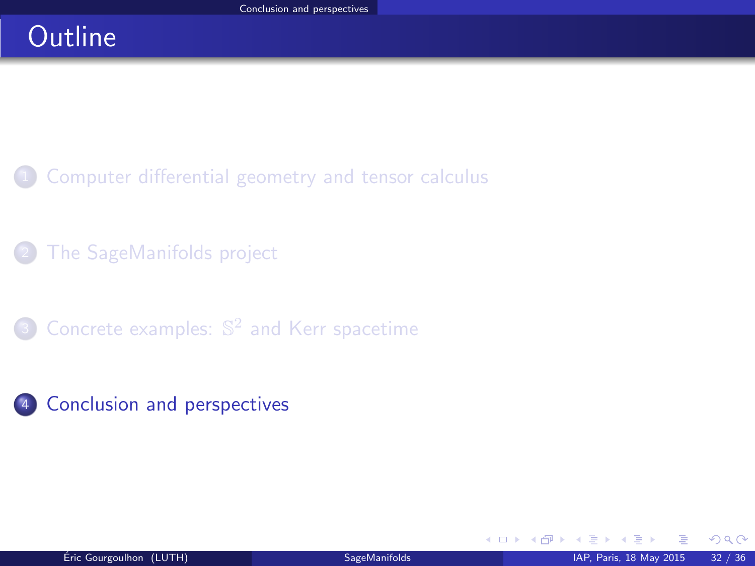# Outline

1. Computer differential geometry and tensor calculus
2. The SageManifolds project
3. Concrete examples: $\mathbb{S}^2$ and Kerr spacetime
4. Conclusion and perspectives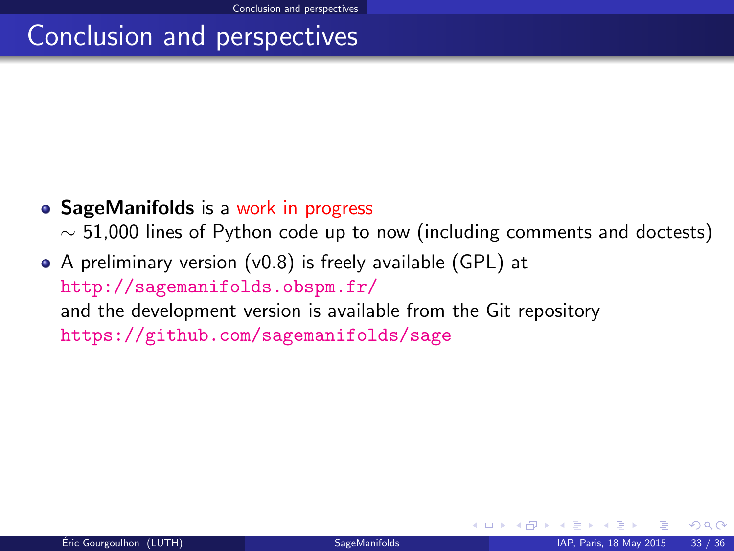# Conclusion and perspectives

- **SageManifolds** is a work in progress
  $\sim$ 51,000 lines of Python code up to now (including comments and doctests)
- A preliminary version (v0.8) is freely available (GPL) at
  http://sagemanifolds.obspm.fr/
  and the development version is available from the Git repository
  https://github.com/sagemanifolds/sage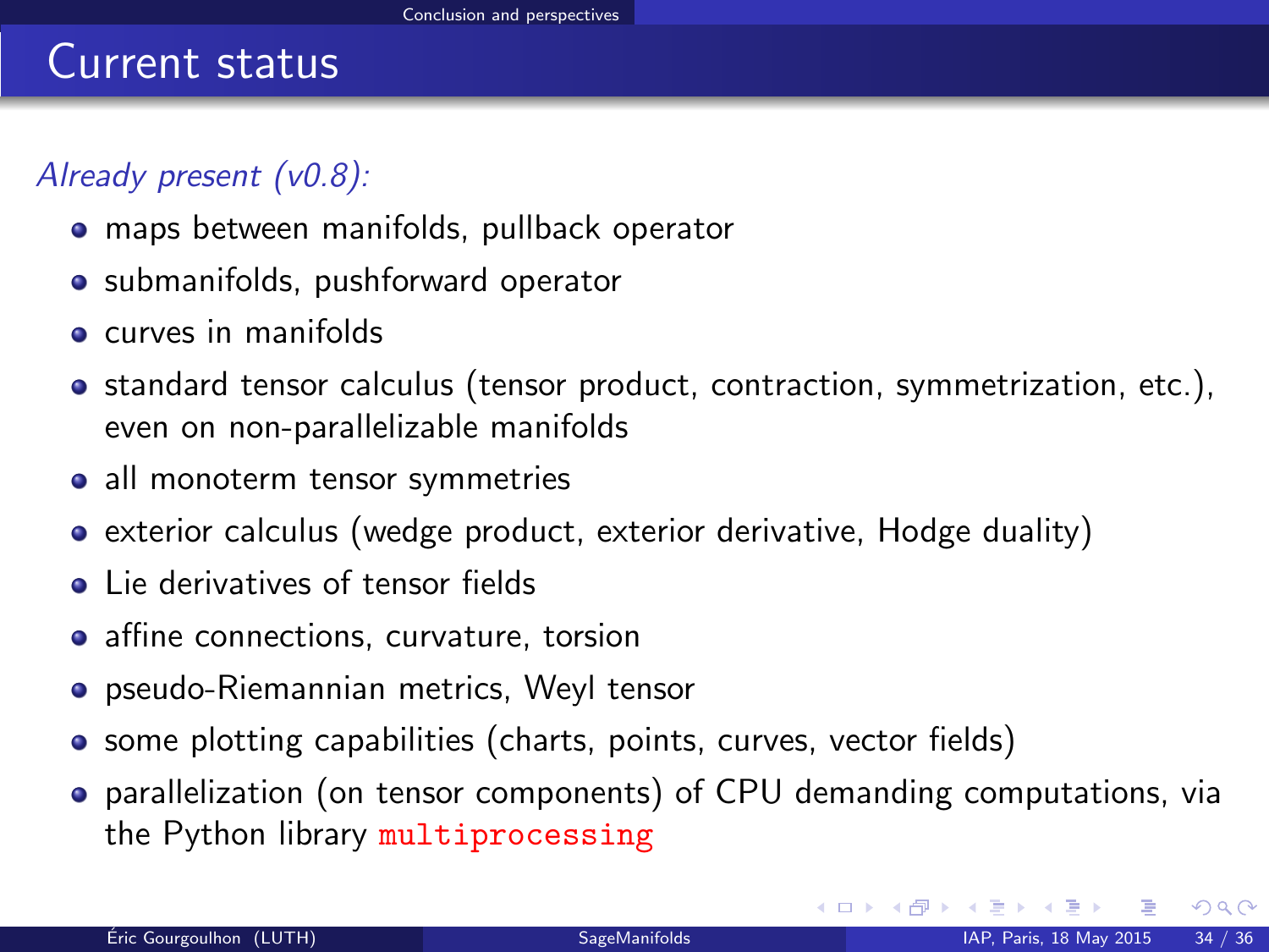# Current status

*Already present (v0.8):*

- maps between manifolds, pullback operator
- submanifolds, pushforward operator
- curves in manifolds
- standard tensor calculus (tensor product, contraction, symmetrization, etc.), even on non-parallelizable manifolds
- all monoterm tensor symmetries
- exterior calculus (wedge product, exterior derivative, Hodge duality)
- Lie derivatives of tensor fields
- affine connections, curvature, torsion
- pseudo-Riemannian metrics, Weyl tensor
- some plotting capabilities (charts, points, curves, vector fields)
- parallelization (on tensor components) of CPU demanding computations, via the Python library `multiprocessing`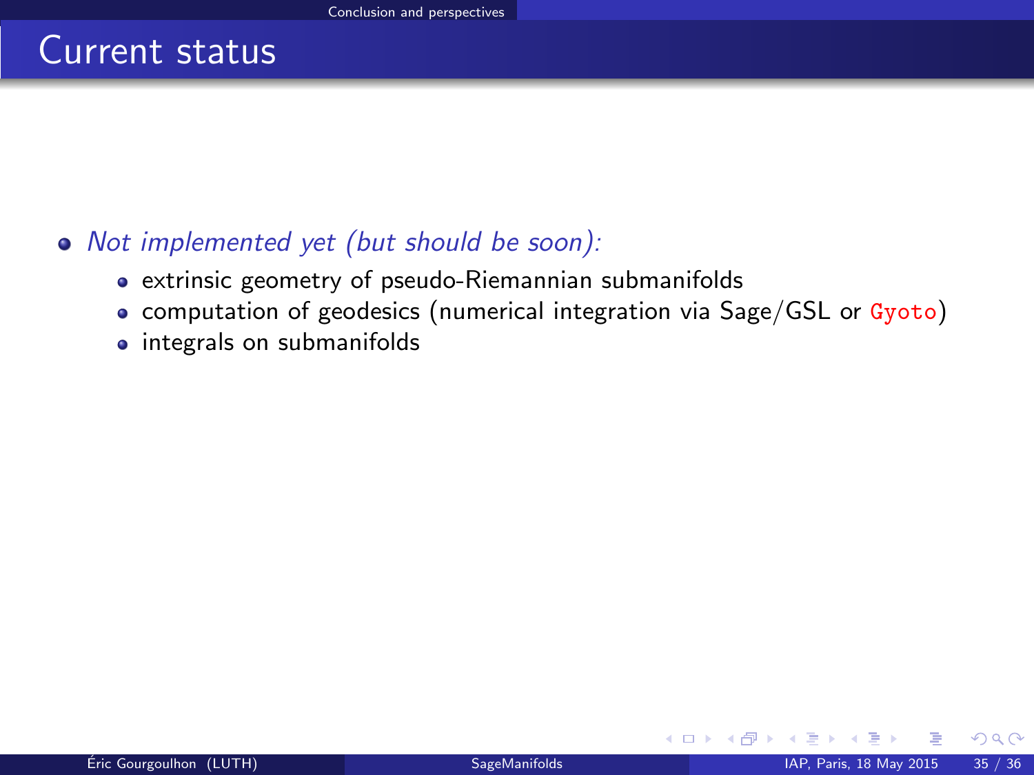# Current status

- *Not implemented yet (but should be soon):*
  - extrinsic geometry of pseudo-Riemannian submanifolds
  - computation of geodesics (numerical integration via Sage/GSL or `Gyoto`)
  - integrals on submanifolds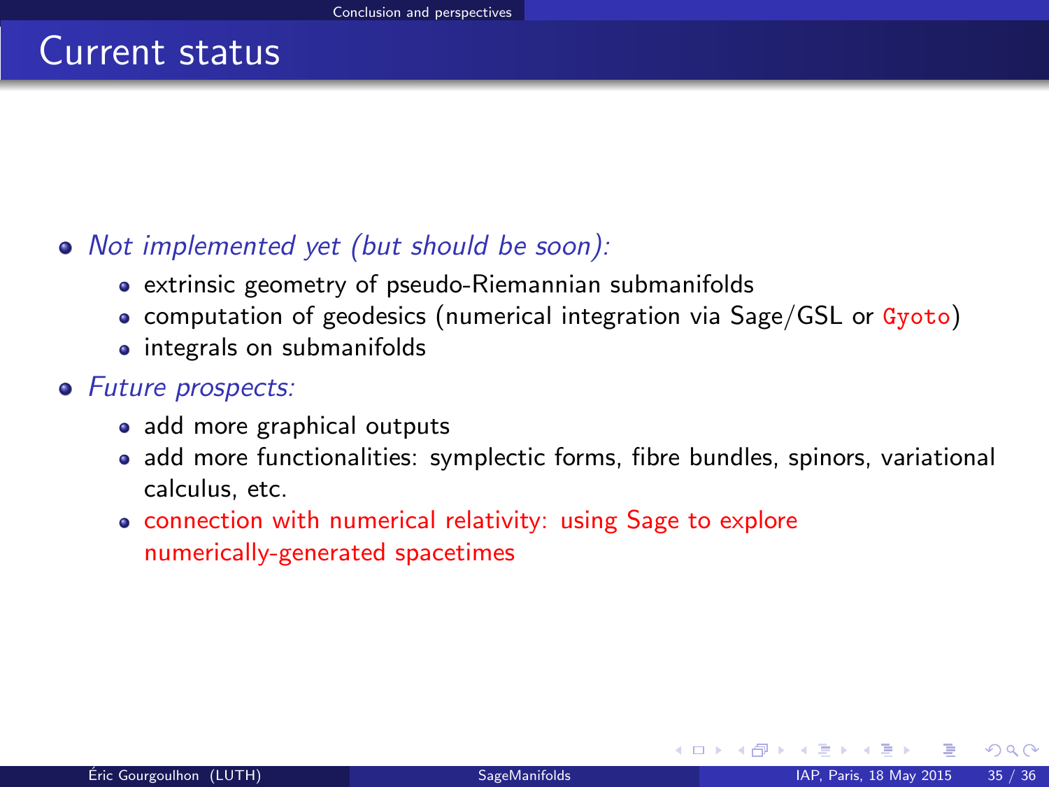# Current status

- *Not implemented yet (but should be soon):*
  - extrinsic geometry of pseudo-Riemannian submanifolds
  - computation of geodesics (numerical integration via Sage/GSL or `Gyoto`)
  - integrals on submanifolds
- *Future prospects:*
  - add more graphical outputs
  - add more functionalities: symplectic forms, fibre bundles, spinors, variational calculus, etc.
  - connection with numerical relativity: using Sage to explore numerically-generated spacetimes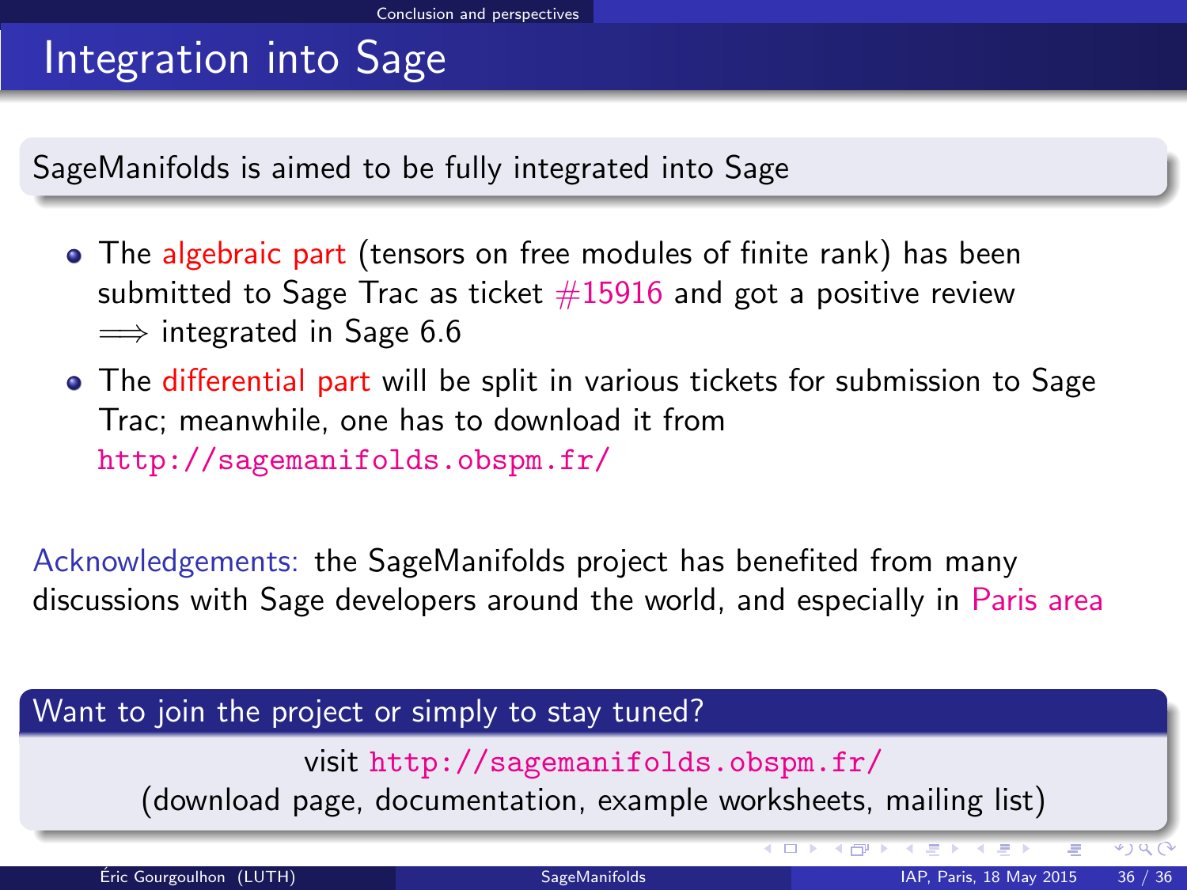# Integration into Sage

SageManifolds is aimed to be fully integrated into Sage

- The algebraic part (tensors on free modules of finite rank) has been submitted to Sage Trac as ticket #15916 and got a positive review $\Longrightarrow$ integrated in Sage 6.6
- The differential part will be split in various tickets for submission to Sage Trac; meanwhile, one has to download it from `http://sagemanifolds.obspm.fr/`

Acknowledgements: the SageManifolds project has benefited from many discussions with Sage developers around the world, and especially in Paris area

**Want to join the project or simply to stay tuned?**

visit `http://sagemanifolds.obspm.fr/`
(download page, documentation, example worksheets, mailing list)